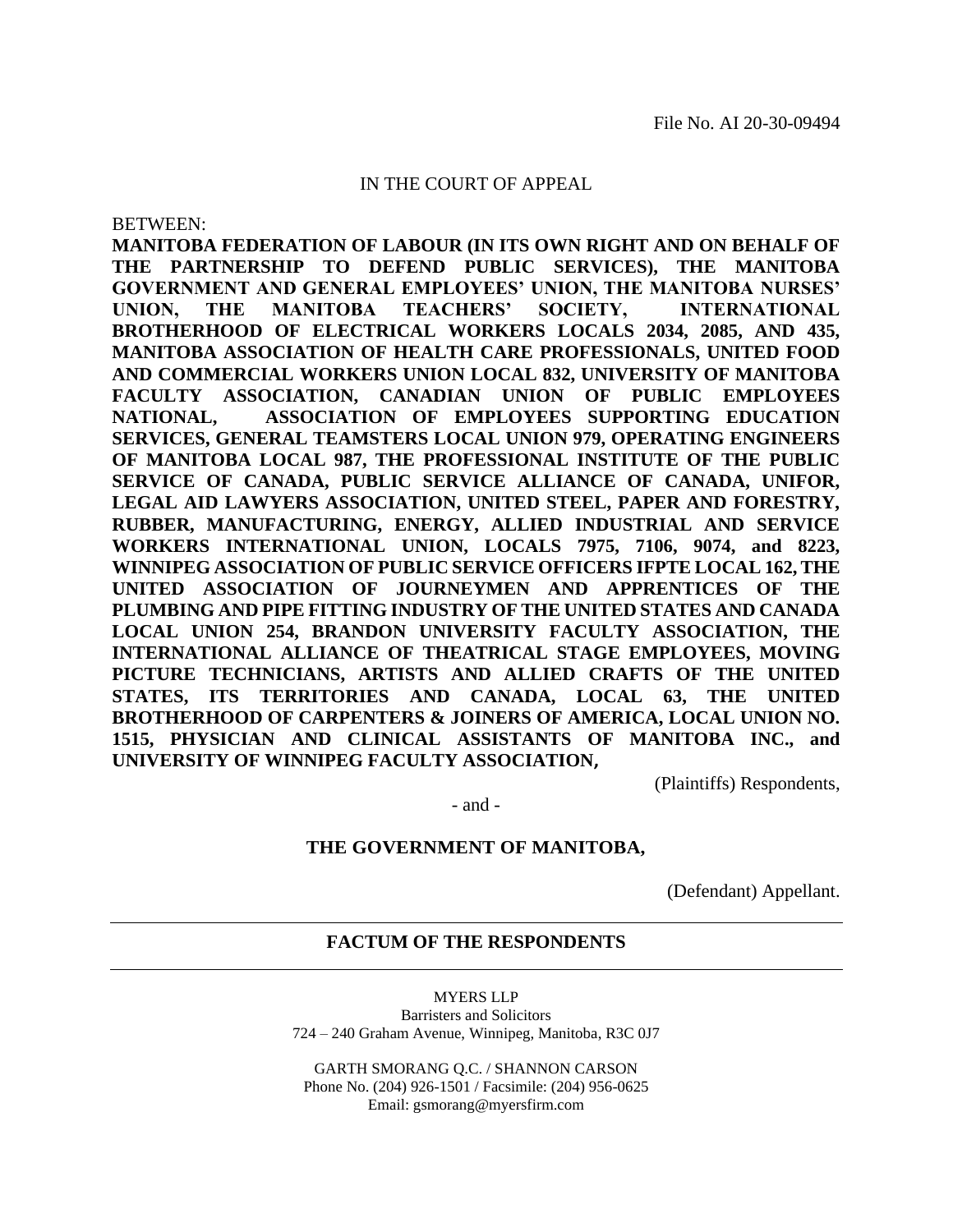File No. AI 20-30-09494

IN THE COURT OF APPEAL

BETWEEN:

**MANITOBA FEDERATION OF LABOUR (IN ITS OWN RIGHT AND ON BEHALF OF THE PARTNERSHIP TO DEFEND PUBLIC SERVICES), THE MANITOBA GOVERNMENT AND GENERAL EMPLOYEES' UNION, THE MANITOBA NURSES' UNION, THE MANITOBA TEACHERS' SOCIETY, INTERNATIONAL BROTHERHOOD OF ELECTRICAL WORKERS LOCALS 2034, 2085, AND 435, MANITOBA ASSOCIATION OF HEALTH CARE PROFESSIONALS, UNITED FOOD AND COMMERCIAL WORKERS UNION LOCAL 832, UNIVERSITY OF MANITOBA FACULTY ASSOCIATION, CANADIAN UNION OF PUBLIC EMPLOYEES NATIONAL, ASSOCIATION OF EMPLOYEES SUPPORTING EDUCATION SERVICES, GENERAL TEAMSTERS LOCAL UNION 979, OPERATING ENGINEERS OF MANITOBA LOCAL 987, THE PROFESSIONAL INSTITUTE OF THE PUBLIC SERVICE OF CANADA, PUBLIC SERVICE ALLIANCE OF CANADA, UNIFOR, LEGAL AID LAWYERS ASSOCIATION, UNITED STEEL, PAPER AND FORESTRY, RUBBER, MANUFACTURING, ENERGY, ALLIED INDUSTRIAL AND SERVICE WORKERS INTERNATIONAL UNION, LOCALS 7975, 7106, 9074, and 8223, WINNIPEG ASSOCIATION OF PUBLIC SERVICE OFFICERS IFPTE LOCAL 162, THE UNITED ASSOCIATION OF JOURNEYMEN AND APPRENTICES OF THE PLUMBING AND PIPE FITTING INDUSTRY OF THE UNITED STATES AND CANADA LOCAL UNION 254, BRANDON UNIVERSITY FACULTY ASSOCIATION, THE INTERNATIONAL ALLIANCE OF THEATRICAL STAGE EMPLOYEES, MOVING PICTURE TECHNICIANS, ARTISTS AND ALLIED CRAFTS OF THE UNITED STATES, ITS TERRITORIES AND CANADA, LOCAL 63, THE UNITED BROTHERHOOD OF CARPENTERS & JOINERS OF AMERICA, LOCAL UNION NO. 1515, PHYSICIAN AND CLINICAL ASSISTANTS OF MANITOBA INC., and UNIVERSITY OF WINNIPEG FACULTY ASSOCIATION,**

(Plaintiffs) Respondents,

\- and -

**THE GOVERNMENT OF MANITOBA,**

(Defendant) Appellant.

---

**FACTUM OF THE RESPONDENTS**

---

MYERS LLP
Barristers and Solicitors
724 – 240 Graham Avenue, Winnipeg, Manitoba, R3C 0J7

GARTH SMORANG Q.C. / SHANNON CARSON
Phone No. (204) 926-1501 / Facsimile: (204) 956-0625
Email: gsmorang@myersfirm.com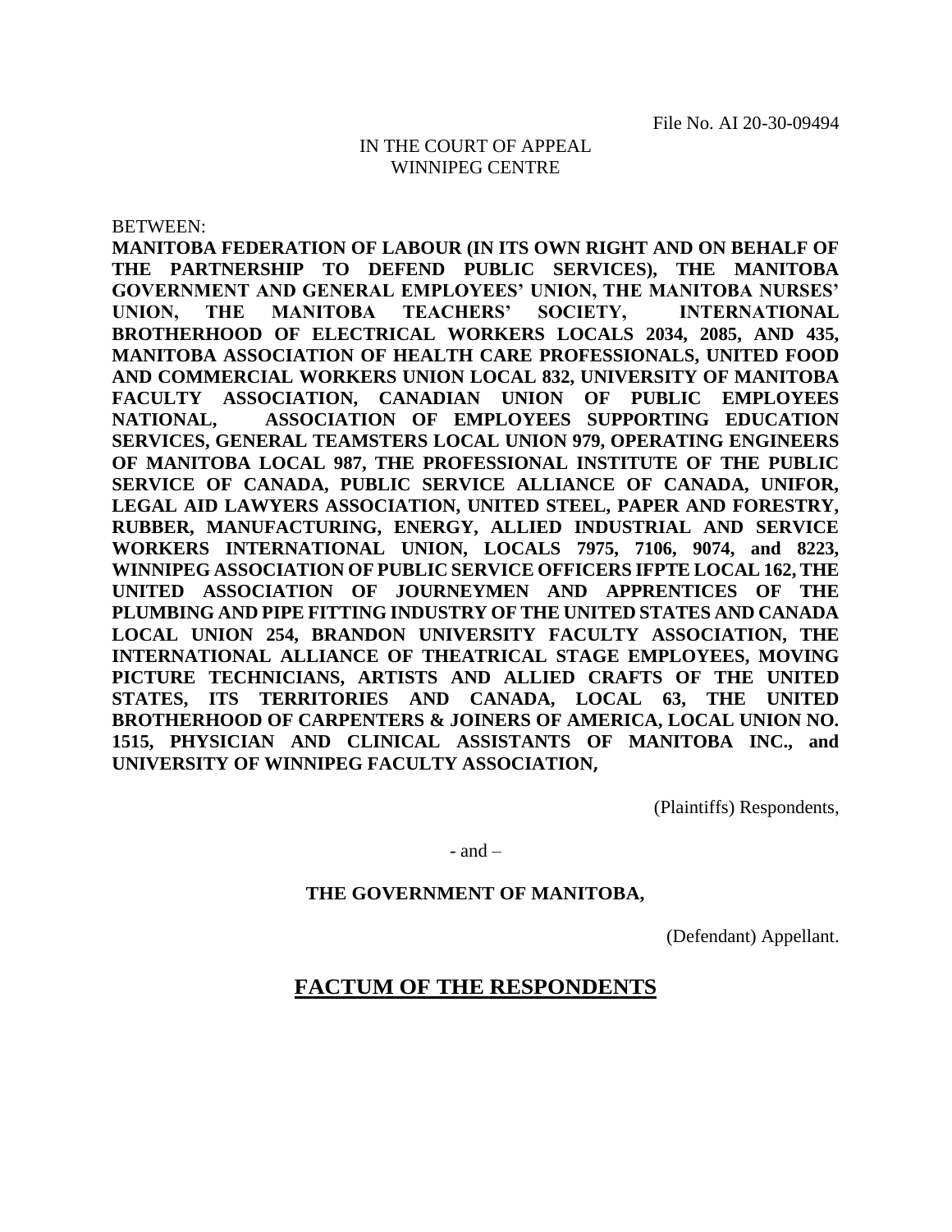File No. AI 20-30-09494

IN THE COURT OF APPEAL
WINNIPEG CENTRE

BETWEEN:

**MANITOBA FEDERATION OF LABOUR (IN ITS OWN RIGHT AND ON BEHALF OF THE PARTNERSHIP TO DEFEND PUBLIC SERVICES), THE MANITOBA GOVERNMENT AND GENERAL EMPLOYEES' UNION, THE MANITOBA NURSES' UNION, THE MANITOBA TEACHERS' SOCIETY, INTERNATIONAL BROTHERHOOD OF ELECTRICAL WORKERS LOCALS 2034, 2085, AND 435, MANITOBA ASSOCIATION OF HEALTH CARE PROFESSIONALS, UNITED FOOD AND COMMERCIAL WORKERS UNION LOCAL 832, UNIVERSITY OF MANITOBA FACULTY ASSOCIATION, CANADIAN UNION OF PUBLIC EMPLOYEES NATIONAL, ASSOCIATION OF EMPLOYEES SUPPORTING EDUCATION SERVICES, GENERAL TEAMSTERS LOCAL UNION 979, OPERATING ENGINEERS OF MANITOBA LOCAL 987, THE PROFESSIONAL INSTITUTE OF THE PUBLIC SERVICE OF CANADA, PUBLIC SERVICE ALLIANCE OF CANADA, UNIFOR, LEGAL AID LAWYERS ASSOCIATION, UNITED STEEL, PAPER AND FORESTRY, RUBBER, MANUFACTURING, ENERGY, ALLIED INDUSTRIAL AND SERVICE WORKERS INTERNATIONAL UNION, LOCALS 7975, 7106, 9074, and 8223, WINNIPEG ASSOCIATION OF PUBLIC SERVICE OFFICERS IFPTE LOCAL 162, THE UNITED ASSOCIATION OF JOURNEYMEN AND APPRENTICES OF THE PLUMBING AND PIPE FITTING INDUSTRY OF THE UNITED STATES AND CANADA LOCAL UNION 254, BRANDON UNIVERSITY FACULTY ASSOCIATION, THE INTERNATIONAL ALLIANCE OF THEATRICAL STAGE EMPLOYEES, MOVING PICTURE TECHNICIANS, ARTISTS AND ALLIED CRAFTS OF THE UNITED STATES, ITS TERRITORIES AND CANADA, LOCAL 63, THE UNITED BROTHERHOOD OF CARPENTERS & JOINERS OF AMERICA, LOCAL UNION NO. 1515, PHYSICIAN AND CLINICAL ASSISTANTS OF MANITOBA INC., and UNIVERSITY OF WINNIPEG FACULTY ASSOCIATION,**

(Plaintiffs) Respondents,

- and –

**THE GOVERNMENT OF MANITOBA,**

(Defendant) Appellant.

# FACTUM OF THE RESPONDENTS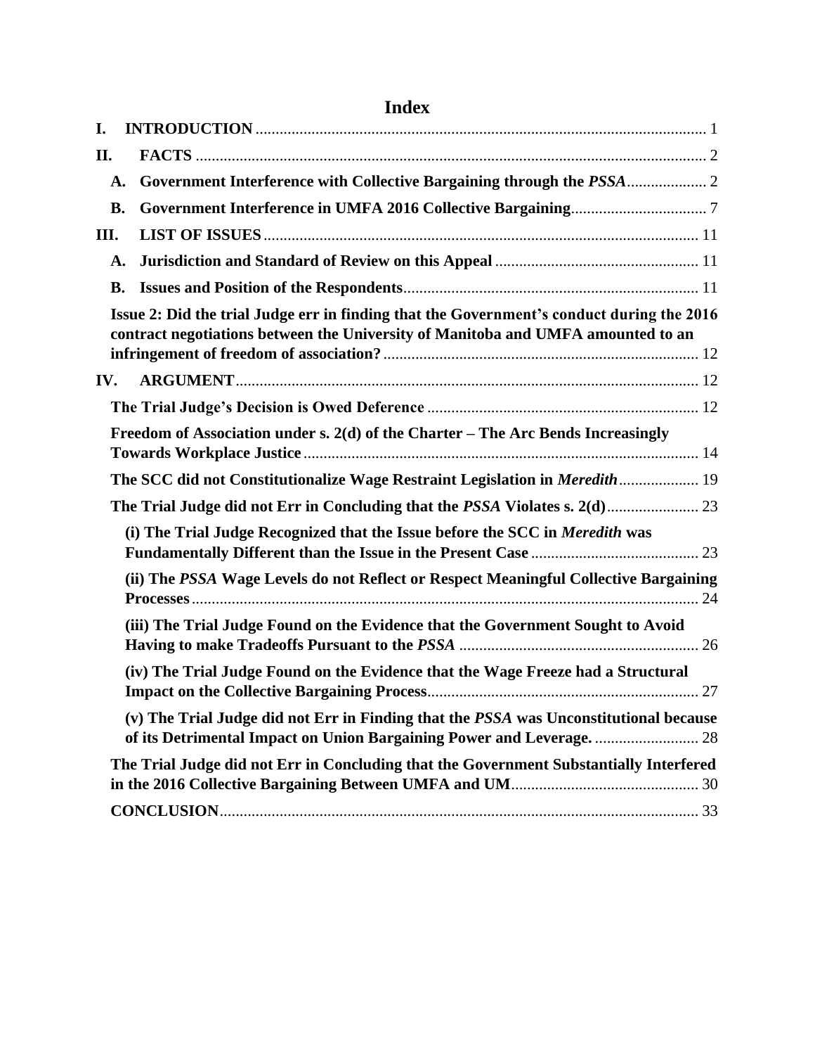# Index

| | | |
|---|---|---|
| **I.** | **INTRODUCTION** | 1 |
| **II.** | **FACTS** | 2 |
| **A.** | **Government Interference with Collective Bargaining through the *PSSA*** | 2 |
| **B.** | **Government Interference in UMFA 2016 Collective Bargaining** | 7 |
| **III.** | **LIST OF ISSUES** | 11 |
| **A.** | **Jurisdiction and Standard of Review on this Appeal** | 11 |
| **B.** | **Issues and Position of the Respondents** | 11 |
| | **Issue 2: Did the trial Judge err in finding that the Government's conduct during the 2016 contract negotiations between the University of Manitoba and UMFA amounted to an infringement of freedom of association?** | 12 |
| **IV.** | **ARGUMENT** | 12 |
| | **The Trial Judge's Decision is Owed Deference** | 12 |
| | **Freedom of Association under s. 2(d) of the Charter – The Arc Bends Increasingly Towards Workplace Justice** | 14 |
| | **The SCC did not Constitutionalize Wage Restraint Legislation in *Meredith*** | 19 |
| | **The Trial Judge did not Err in Concluding that the *PSSA* Violates s. 2(d)** | 23 |
| | **(i) The Trial Judge Recognized that the Issue before the SCC in *Meredith* was Fundamentally Different than the Issue in the Present Case** | 23 |
| | **(ii) The *PSSA* Wage Levels do not Reflect or Respect Meaningful Collective Bargaining Processes** | 24 |
| | **(iii) The Trial Judge Found on the Evidence that the Government Sought to Avoid Having to make Tradeoffs Pursuant to the *PSSA*** | 26 |
| | **(iv) The Trial Judge Found on the Evidence that the Wage Freeze had a Structural Impact on the Collective Bargaining Process** | 27 |
| | **(v) The Trial Judge did not Err in Finding that the *PSSA* was Unconstitutional because of its Detrimental Impact on Union Bargaining Power and Leverage.** | 28 |
| | **The Trial Judge did not Err in Concluding that the Government Substantially Interfered in the 2016 Collective Bargaining Between UMFA and UM** | 30 |
| | **CONCLUSION** | 33 |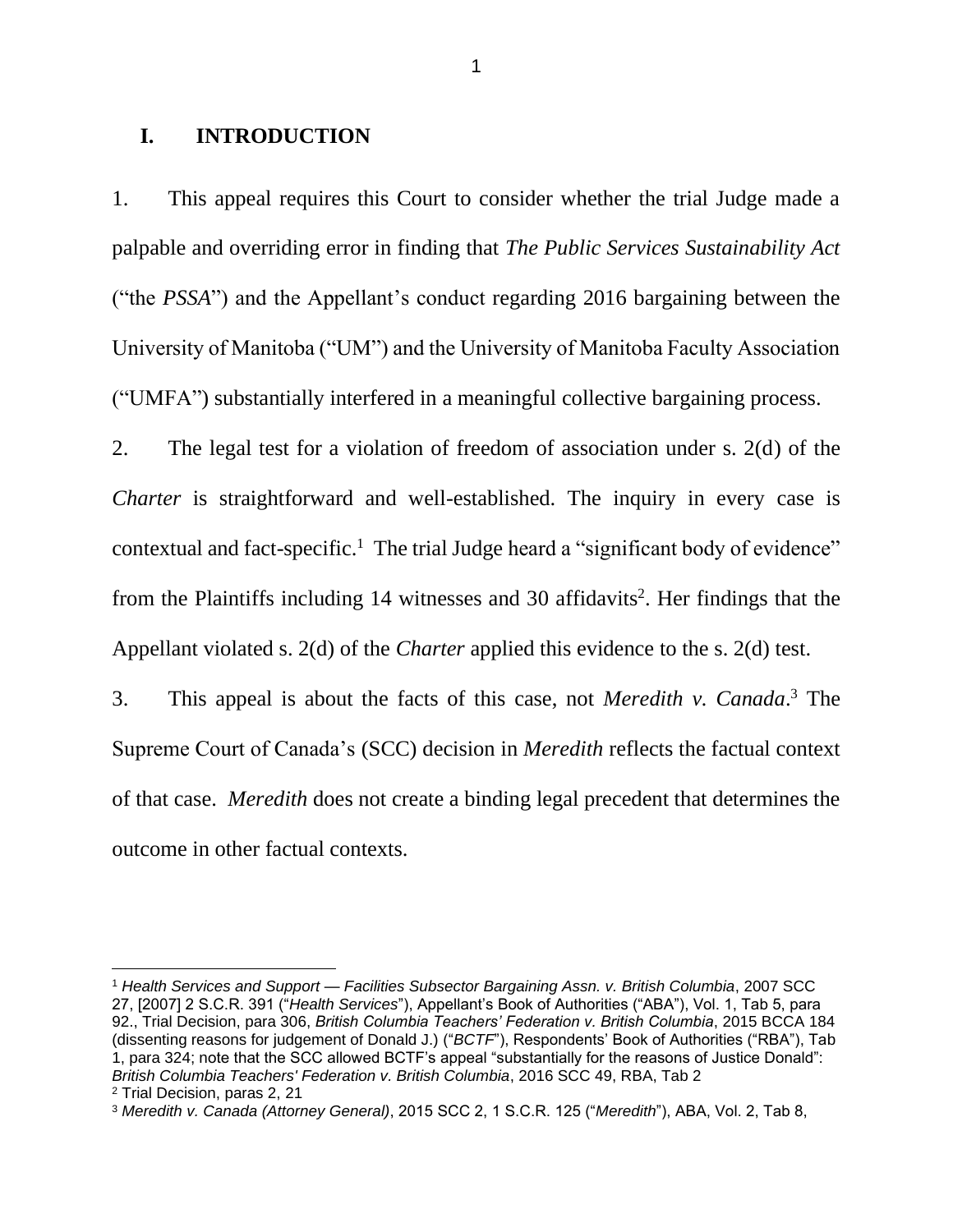## I. INTRODUCTION

1. This appeal requires this Court to consider whether the trial Judge made a palpable and overriding error in finding that *The Public Services Sustainability Act* ("the *PSSA*") and the Appellant's conduct regarding 2016 bargaining between the University of Manitoba ("UM") and the University of Manitoba Faculty Association ("UMFA") substantially interfered in a meaningful collective bargaining process.

2. The legal test for a violation of freedom of association under s. 2(d) of the *Charter* is straightforward and well-established. The inquiry in every case is contextual and fact-specific.[1] The trial Judge heard a "significant body of evidence" from the Plaintiffs including 14 witnesses and 30 affidavits[2]. Her findings that the Appellant violated s. 2(d) of the *Charter* applied this evidence to the s. 2(d) test.

3. This appeal is about the facts of this case, not *Meredith v. Canada*.[3] The Supreme Court of Canada's (SCC) decision in *Meredith* reflects the factual context of that case. *Meredith* does not create a binding legal precedent that determines the outcome in other factual contexts.

---

[1] *Health Services and Support — Facilities Subsector Bargaining Assn. v. British Columbia*, 2007 SCC 27, [2007] 2 S.C.R. 391 ("*Health Services*"), Appellant's Book of Authorities ("ABA"), Vol. 1, Tab 5, para 92., Trial Decision, para 306, *British Columbia Teachers' Federation v. British Columbia*, 2015 BCCA 184 (dissenting reasons for judgement of Donald J.) ("*BCTF*"), Respondents' Book of Authorities ("RBA"), Tab 1, para 324; note that the SCC allowed BCTF's appeal "substantially for the reasons of Justice Donald": *British Columbia Teachers' Federation v. British Columbia*, 2016 SCC 49, RBA, Tab 2

[2] Trial Decision, paras 2, 21

[3] *Meredith v. Canada (Attorney General)*, 2015 SCC 2, 1 S.C.R. 125 ("*Meredith*"), ABA, Vol. 2, Tab 8,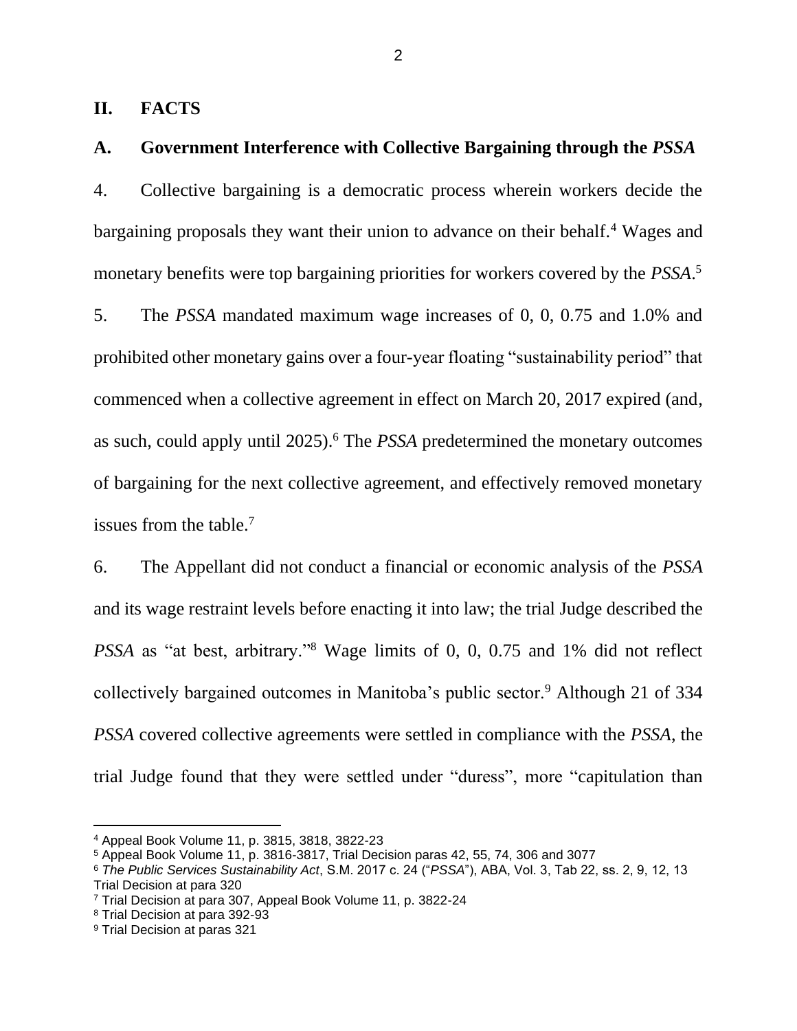## II. FACTS

### A. Government Interference with Collective Bargaining through the *PSSA*

4. Collective bargaining is a democratic process wherein workers decide the bargaining proposals they want their union to advance on their behalf.[4] Wages and monetary benefits were top bargaining priorities for workers covered by the *PSSA*.[5]

5. The *PSSA* mandated maximum wage increases of 0, 0, 0.75 and 1.0% and prohibited other monetary gains over a four-year floating "sustainability period" that commenced when a collective agreement in effect on March 20, 2017 expired (and, as such, could apply until 2025).[6] The *PSSA* predetermined the monetary outcomes of bargaining for the next collective agreement, and effectively removed monetary issues from the table.[7]

6. The Appellant did not conduct a financial or economic analysis of the *PSSA* and its wage restraint levels before enacting it into law; the trial Judge described the *PSSA* as "at best, arbitrary."[8] Wage limits of 0, 0, 0.75 and 1% did not reflect collectively bargained outcomes in Manitoba's public sector.[9] Although 21 of 334 *PSSA* covered collective agreements were settled in compliance with the *PSSA*, the trial Judge found that they were settled under "duress", more "capitulation than

---

[4] Appeal Book Volume 11, p. 3815, 3818, 3822-23

[5] Appeal Book Volume 11, p. 3816-3817, Trial Decision paras 42, 55, 74, 306 and 3077

[6] *The Public Services Sustainability Act*, S.M. 2017 c. 24 ("*PSSA*"), ABA, Vol. 3, Tab 22, ss. 2, 9, 12, 13 Trial Decision at para 320

[7] Trial Decision at para 307, Appeal Book Volume 11, p. 3822-24

[8] Trial Decision at para 392-93

[9] Trial Decision at paras 321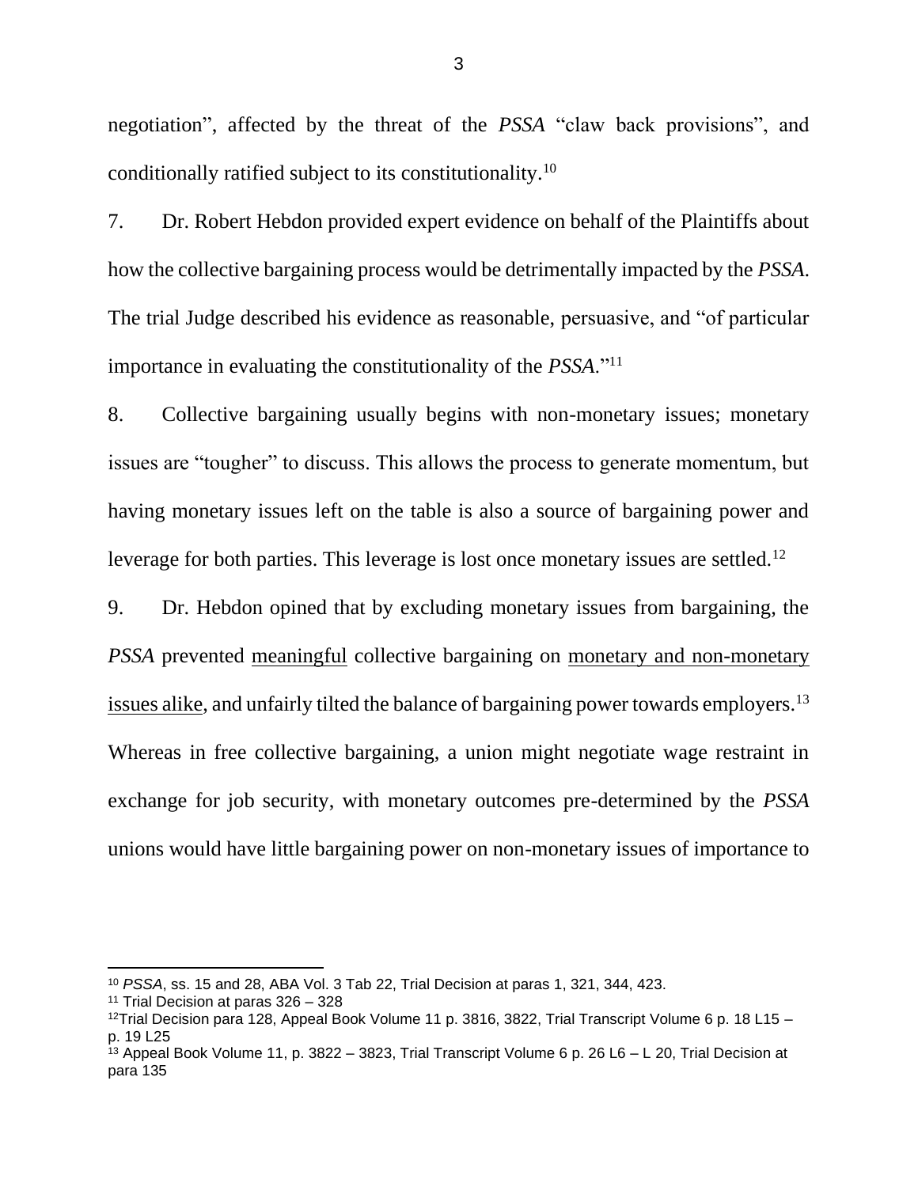negotiation", affected by the threat of the *PSSA* "claw back provisions", and conditionally ratified subject to its constitutionality.[10]

7. Dr. Robert Hebdon provided expert evidence on behalf of the Plaintiffs about how the collective bargaining process would be detrimentally impacted by the *PSSA*. The trial Judge described his evidence as reasonable, persuasive, and "of particular importance in evaluating the constitutionality of the *PSSA*."[11]

8. Collective bargaining usually begins with non-monetary issues; monetary issues are "tougher" to discuss. This allows the process to generate momentum, but having monetary issues left on the table is also a source of bargaining power and leverage for both parties. This leverage is lost once monetary issues are settled.[12]

9. Dr. Hebdon opined that by excluding monetary issues from bargaining, the *PSSA* prevented <u>meaningful</u> collective bargaining on <u>monetary and non-monetary issues alike</u>, and unfairly tilted the balance of bargaining power towards employers.[13] Whereas in free collective bargaining, a union might negotiate wage restraint in exchange for job security, with monetary outcomes pre-determined by the *PSSA* unions would have little bargaining power on non-monetary issues of importance to

---

[10] *PSSA*, ss. 15 and 28, ABA Vol. 3 Tab 22, Trial Decision at paras 1, 321, 344, 423.

[11] Trial Decision at paras 326 – 328

[12] Trial Decision para 128, Appeal Book Volume 11 p. 3816, 3822, Trial Transcript Volume 6 p. 18 L15 – p. 19 L25

[13] Appeal Book Volume 11, p. 3822 – 3823, Trial Transcript Volume 6 p. 26 L6 – L 20, Trial Decision at para 135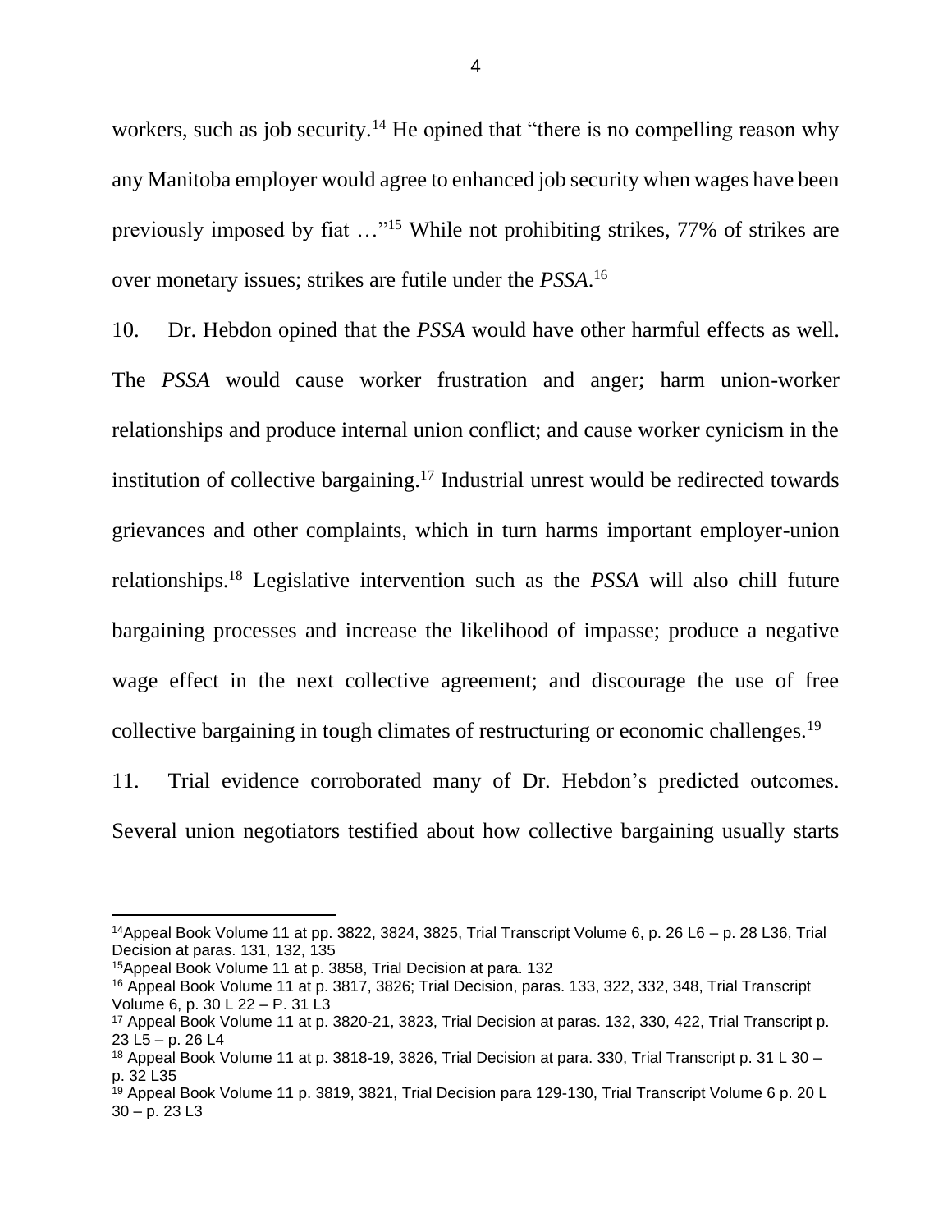workers, such as job security.[14] He opined that "there is no compelling reason why any Manitoba employer would agree to enhanced job security when wages have been previously imposed by fiat …"[15] While not prohibiting strikes, 77% of strikes are over monetary issues; strikes are futile under the *PSSA*.[16]

10. Dr. Hebdon opined that the *PSSA* would have other harmful effects as well. The *PSSA* would cause worker frustration and anger; harm union-worker relationships and produce internal union conflict; and cause worker cynicism in the institution of collective bargaining.[17] Industrial unrest would be redirected towards grievances and other complaints, which in turn harms important employer-union relationships.[18] Legislative intervention such as the *PSSA* will also chill future bargaining processes and increase the likelihood of impasse; produce a negative wage effect in the next collective agreement; and discourage the use of free collective bargaining in tough climates of restructuring or economic challenges.[19]

11. Trial evidence corroborated many of Dr. Hebdon's predicted outcomes. Several union negotiators testified about how collective bargaining usually starts

---

[14] Appeal Book Volume 11 at pp. 3822, 3824, 3825, Trial Transcript Volume 6, p. 26 L6 – p. 28 L36, Trial Decision at paras. 131, 132, 135

[15] Appeal Book Volume 11 at p. 3858, Trial Decision at para. 132

[16] Appeal Book Volume 11 at p. 3817, 3826; Trial Decision, paras. 133, 322, 332, 348, Trial Transcript Volume 6, p. 30 L 22 – P. 31 L3

[17] Appeal Book Volume 11 at p. 3820-21, 3823, Trial Decision at paras. 132, 330, 422, Trial Transcript p. 23 L5 – p. 26 L4

[18] Appeal Book Volume 11 at p. 3818-19, 3826, Trial Decision at para. 330, Trial Transcript p. 31 L 30 – p. 32 L35

[19] Appeal Book Volume 11 p. 3819, 3821, Trial Decision para 129-130, Trial Transcript Volume 6 p. 20 L 30 – p. 23 L3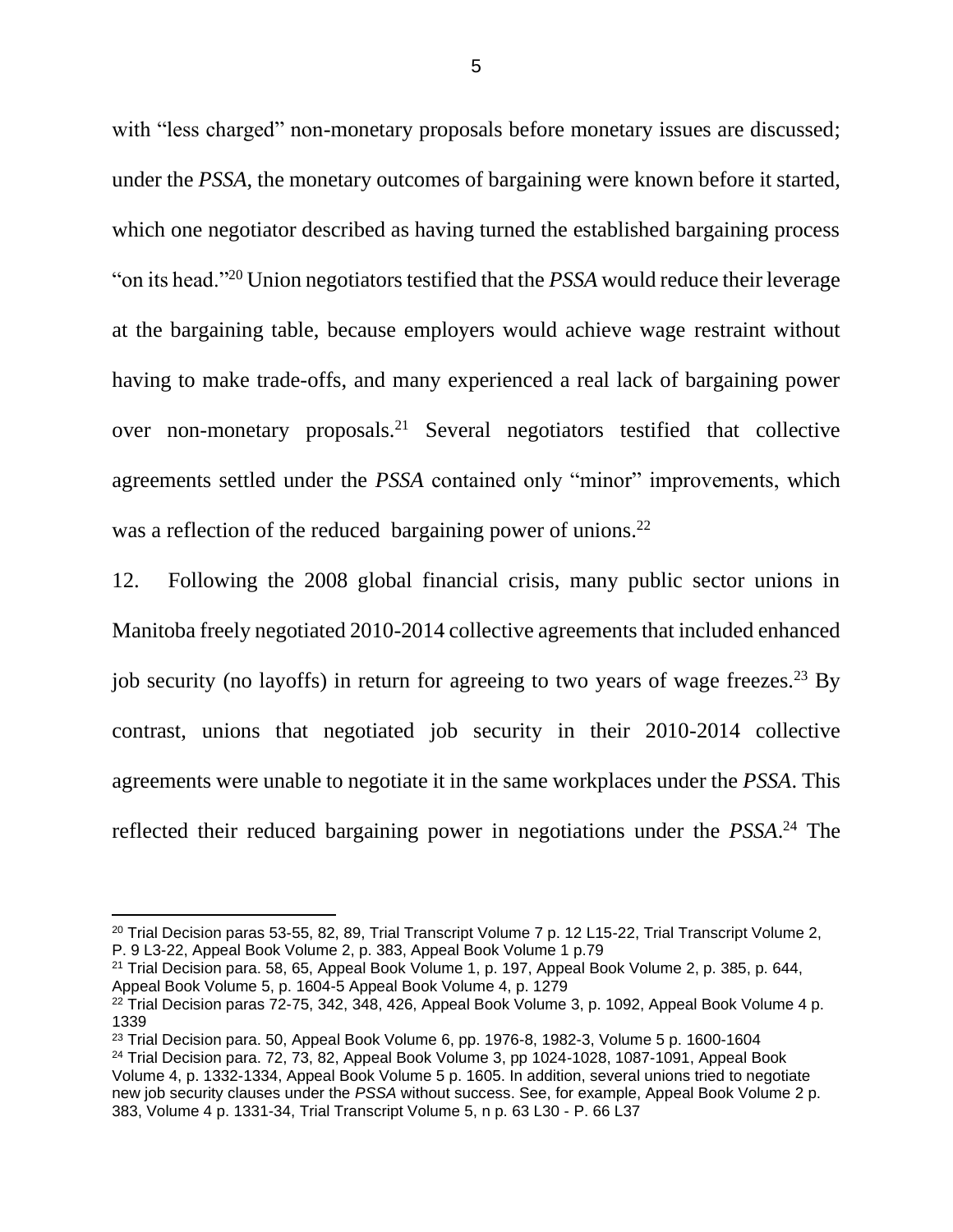with "less charged" non-monetary proposals before monetary issues are discussed; under the *PSSA*, the monetary outcomes of bargaining were known before it started, which one negotiator described as having turned the established bargaining process "on its head."[20] Union negotiators testified that the *PSSA* would reduce their leverage at the bargaining table, because employers would achieve wage restraint without having to make trade-offs, and many experienced a real lack of bargaining power over non-monetary proposals.[21] Several negotiators testified that collective agreements settled under the *PSSA* contained only "minor" improvements, which was a reflection of the reduced bargaining power of unions.[22]

12. Following the 2008 global financial crisis, many public sector unions in Manitoba freely negotiated 2010-2014 collective agreements that included enhanced job security (no layoffs) in return for agreeing to two years of wage freezes.[23] By contrast, unions that negotiated job security in their 2010-2014 collective agreements were unable to negotiate it in the same workplaces under the *PSSA*. This reflected their reduced bargaining power in negotiations under the *PSSA*.[24] The

---

[20] Trial Decision paras 53-55, 82, 89, Trial Transcript Volume 7 p. 12 L15-22, Trial Transcript Volume 2, P. 9 L3-22, Appeal Book Volume 2, p. 383, Appeal Book Volume 1 p.79

[21] Trial Decision para. 58, 65, Appeal Book Volume 1, p. 197, Appeal Book Volume 2, p. 385, p. 644, Appeal Book Volume 5, p. 1604-5 Appeal Book Volume 4, p. 1279

[22] Trial Decision paras 72-75, 342, 348, 426, Appeal Book Volume 3, p. 1092, Appeal Book Volume 4 p. 1339

[23] Trial Decision para. 50, Appeal Book Volume 6, pp. 1976-8, 1982-3, Volume 5 p. 1600-1604

[24] Trial Decision para. 72, 73, 82, Appeal Book Volume 3, pp 1024-1028, 1087-1091, Appeal Book Volume 4, p. 1332-1334, Appeal Book Volume 5 p. 1605. In addition, several unions tried to negotiate new job security clauses under the *PSSA* without success. See, for example, Appeal Book Volume 2 p. 383, Volume 4 p. 1331-34, Trial Transcript Volume 5, n p. 63 L30 - P. 66 L37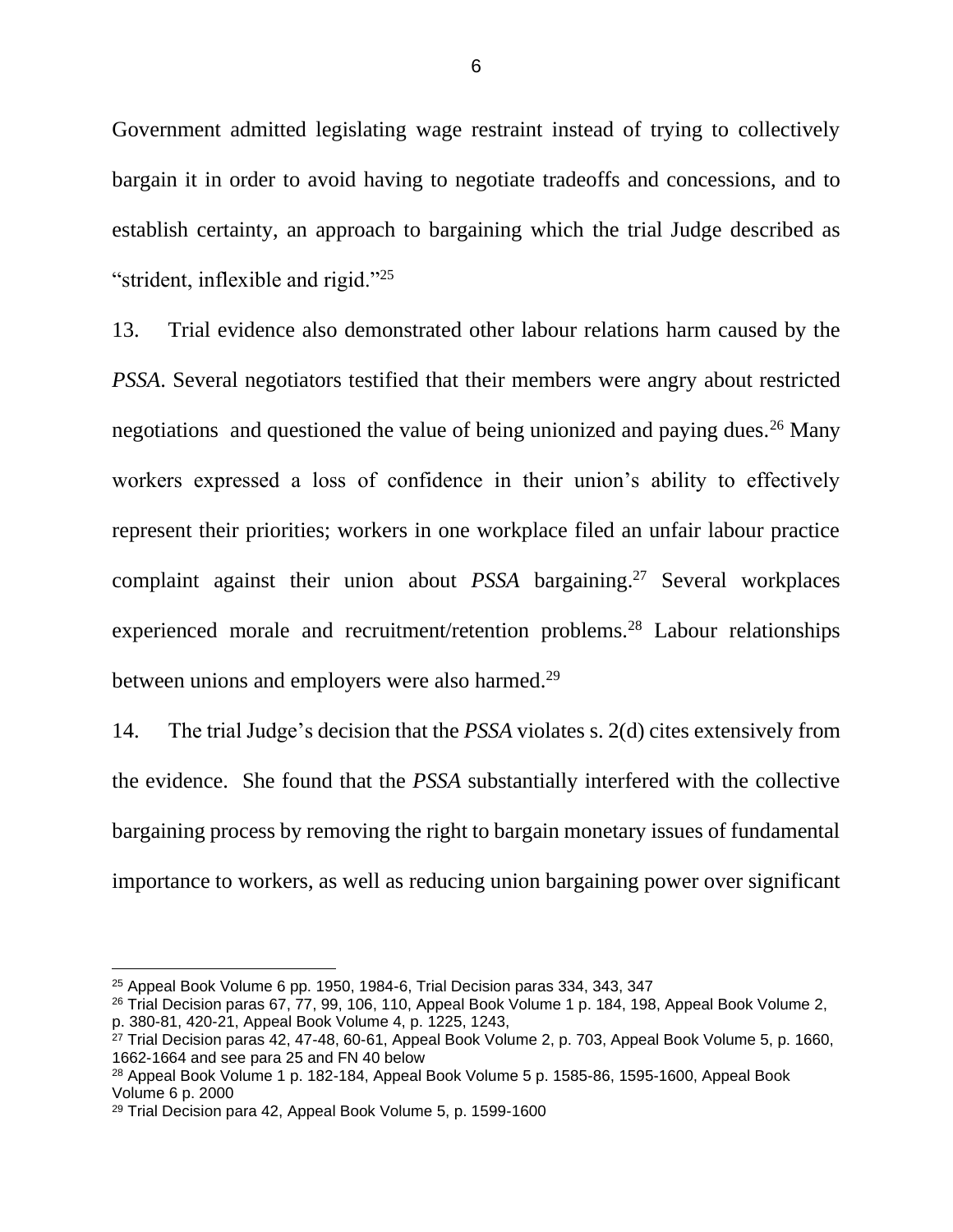Government admitted legislating wage restraint instead of trying to collectively bargain it in order to avoid having to negotiate tradeoffs and concessions, and to establish certainty, an approach to bargaining which the trial Judge described as "strident, inflexible and rigid."[25]

13. Trial evidence also demonstrated other labour relations harm caused by the *PSSA*. Several negotiators testified that their members were angry about restricted negotiations and questioned the value of being unionized and paying dues.[26] Many workers expressed a loss of confidence in their union's ability to effectively represent their priorities; workers in one workplace filed an unfair labour practice complaint against their union about *PSSA* bargaining.[27] Several workplaces experienced morale and recruitment/retention problems.[28] Labour relationships between unions and employers were also harmed.[29]

14. The trial Judge's decision that the *PSSA* violates s. 2(d) cites extensively from the evidence. She found that the *PSSA* substantially interfered with the collective bargaining process by removing the right to bargain monetary issues of fundamental importance to workers, as well as reducing union bargaining power over significant

---

[25] Appeal Book Volume 6 pp. 1950, 1984-6, Trial Decision paras 334, 343, 347

[26] Trial Decision paras 67, 77, 99, 106, 110, Appeal Book Volume 1 p. 184, 198, Appeal Book Volume 2, p. 380-81, 420-21, Appeal Book Volume 4, p. 1225, 1243,

[27] Trial Decision paras 42, 47-48, 60-61, Appeal Book Volume 2, p. 703, Appeal Book Volume 5, p. 1660, 1662-1664 and see para 25 and FN 40 below

[28] Appeal Book Volume 1 p. 182-184, Appeal Book Volume 5 p. 1585-86, 1595-1600, Appeal Book Volume 6 p. 2000

[29] Trial Decision para 42, Appeal Book Volume 5, p. 1599-1600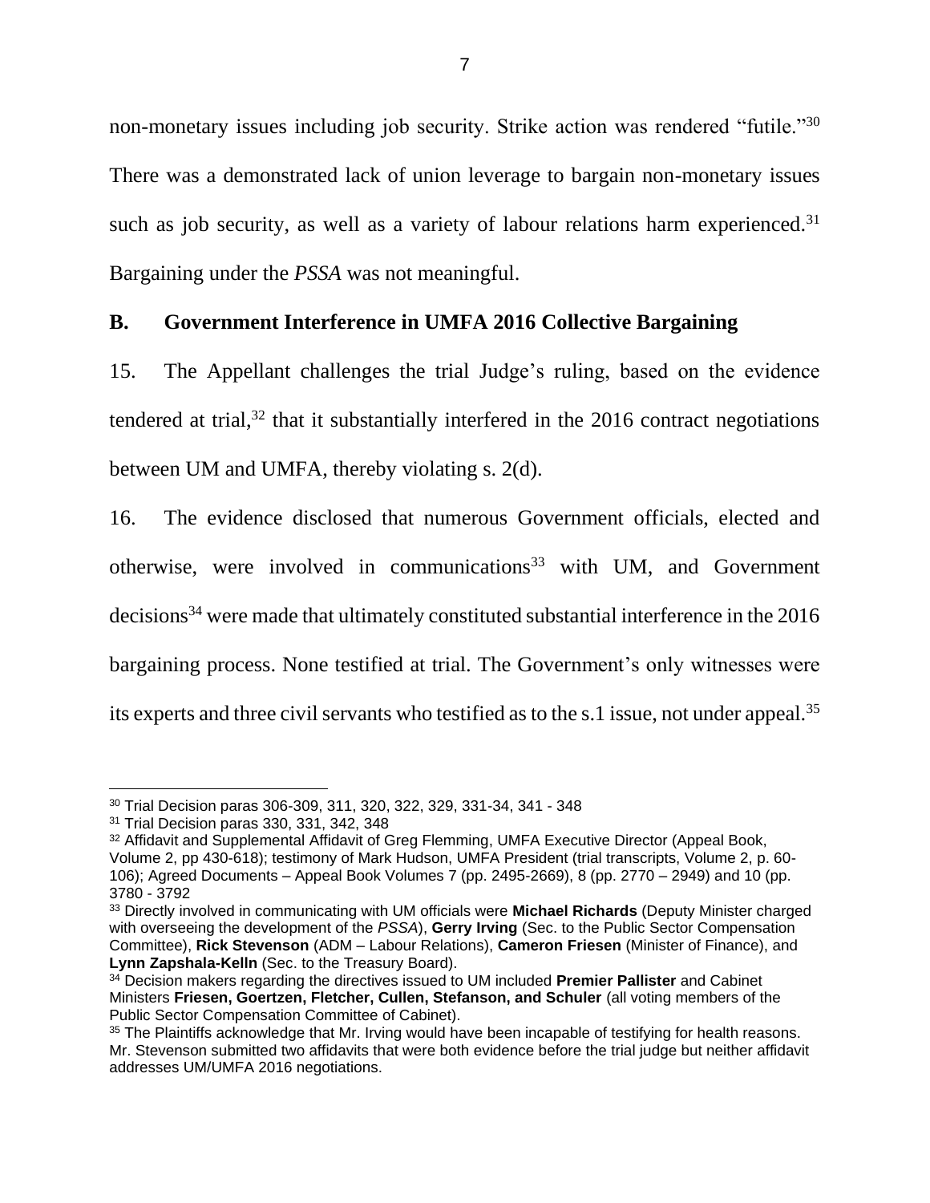non-monetary issues including job security. Strike action was rendered "futile."[30] There was a demonstrated lack of union leverage to bargain non-monetary issues such as job security, as well as a variety of labour relations harm experienced.[31] Bargaining under the *PSSA* was not meaningful.

## B. Government Interference in UMFA 2016 Collective Bargaining

15. The Appellant challenges the trial Judge's ruling, based on the evidence tendered at trial,[32] that it substantially interfered in the 2016 contract negotiations between UM and UMFA, thereby violating s. 2(d).

16. The evidence disclosed that numerous Government officials, elected and otherwise, were involved in communications[33] with UM, and Government decisions[34] were made that ultimately constituted substantial interference in the 2016 bargaining process. None testified at trial. The Government's only witnesses were its experts and three civil servants who testified as to the s.1 issue, not under appeal.[35]

---

[30] Trial Decision paras 306-309, 311, 320, 322, 329, 331-34, 341 - 348

[31] Trial Decision paras 330, 331, 342, 348

[32] Affidavit and Supplemental Affidavit of Greg Flemming, UMFA Executive Director (Appeal Book, Volume 2, pp 430-618); testimony of Mark Hudson, UMFA President (trial transcripts, Volume 2, p. 60-106); Agreed Documents – Appeal Book Volumes 7 (pp. 2495-2669), 8 (pp. 2770 – 2949) and 10 (pp. 3780 - 3792

[33] Directly involved in communicating with UM officials were **Michael Richards** (Deputy Minister charged with overseeing the development of the *PSSA*), **Gerry Irving** (Sec. to the Public Sector Compensation Committee), **Rick Stevenson** (ADM – Labour Relations), **Cameron Friesen** (Minister of Finance), and **Lynn Zapshala-Kelln** (Sec. to the Treasury Board).

[34] Decision makers regarding the directives issued to UM included **Premier Pallister** and Cabinet Ministers **Friesen, Goertzen, Fletcher, Cullen, Stefanson, and Schuler** (all voting members of the Public Sector Compensation Committee of Cabinet).

[35] The Plaintiffs acknowledge that Mr. Irving would have been incapable of testifying for health reasons. Mr. Stevenson submitted two affidavits that were both evidence before the trial judge but neither affidavit addresses UM/UMFA 2016 negotiations.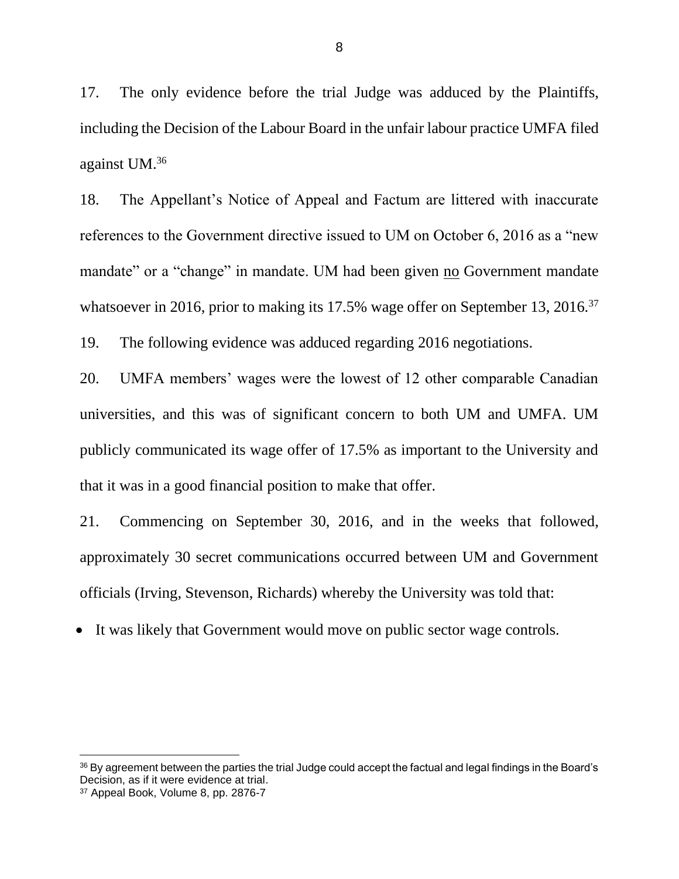17. The only evidence before the trial Judge was adduced by the Plaintiffs, including the Decision of the Labour Board in the unfair labour practice UMFA filed against UM.[36]

18. The Appellant's Notice of Appeal and Factum are littered with inaccurate references to the Government directive issued to UM on October 6, 2016 as a "new mandate" or a "change" in mandate. UM had been given no Government mandate whatsoever in 2016, prior to making its 17.5% wage offer on September 13, 2016.[37]

19. The following evidence was adduced regarding 2016 negotiations.

20. UMFA members' wages were the lowest of 12 other comparable Canadian universities, and this was of significant concern to both UM and UMFA. UM publicly communicated its wage offer of 17.5% as important to the University and that it was in a good financial position to make that offer.

21. Commencing on September 30, 2016, and in the weeks that followed, approximately 30 secret communications occurred between UM and Government officials (Irving, Stevenson, Richards) whereby the University was told that:

- It was likely that Government would move on public sector wage controls.

---

[36] By agreement between the parties the trial Judge could accept the factual and legal findings in the Board's Decision, as if it were evidence at trial.

[37] Appeal Book, Volume 8, pp. 2876-7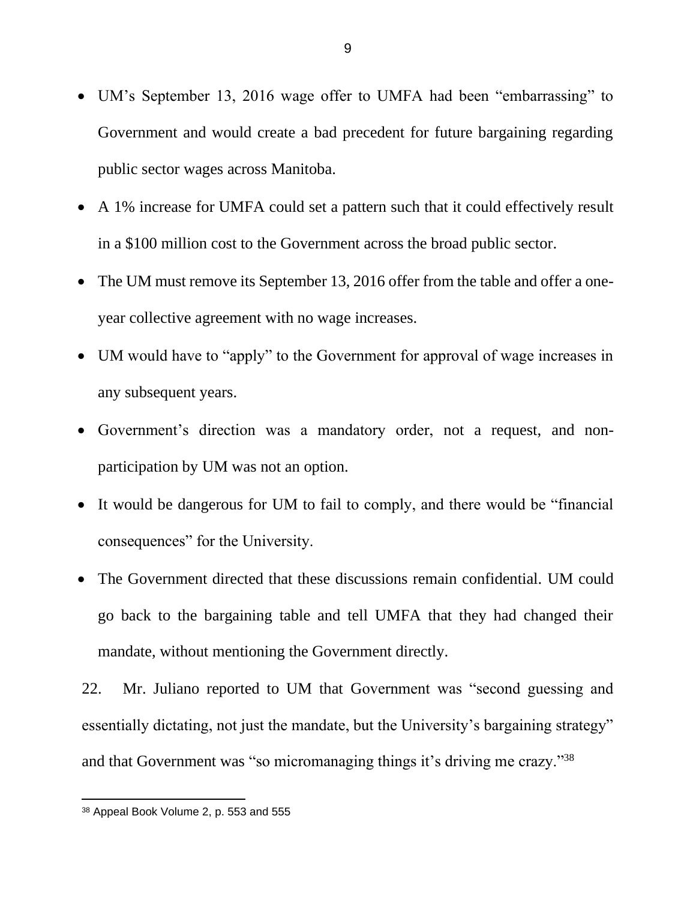- UM's September 13, 2016 wage offer to UMFA had been "embarrassing" to Government and would create a bad precedent for future bargaining regarding public sector wages across Manitoba.
- A 1% increase for UMFA could set a pattern such that it could effectively result in a $100 million cost to the Government across the broad public sector.
- The UM must remove its September 13, 2016 offer from the table and offer a one-year collective agreement with no wage increases.
- UM would have to "apply" to the Government for approval of wage increases in any subsequent years.
- Government's direction was a mandatory order, not a request, and non-participation by UM was not an option.
- It would be dangerous for UM to fail to comply, and there would be "financial consequences" for the University.
- The Government directed that these discussions remain confidential. UM could go back to the bargaining table and tell UMFA that they had changed their mandate, without mentioning the Government directly.

22. Mr. Juliano reported to UM that Government was "second guessing and essentially dictating, not just the mandate, but the University's bargaining strategy" and that Government was "so micromanaging things it's driving me crazy."[38]

[38] Appeal Book Volume 2, p. 553 and 555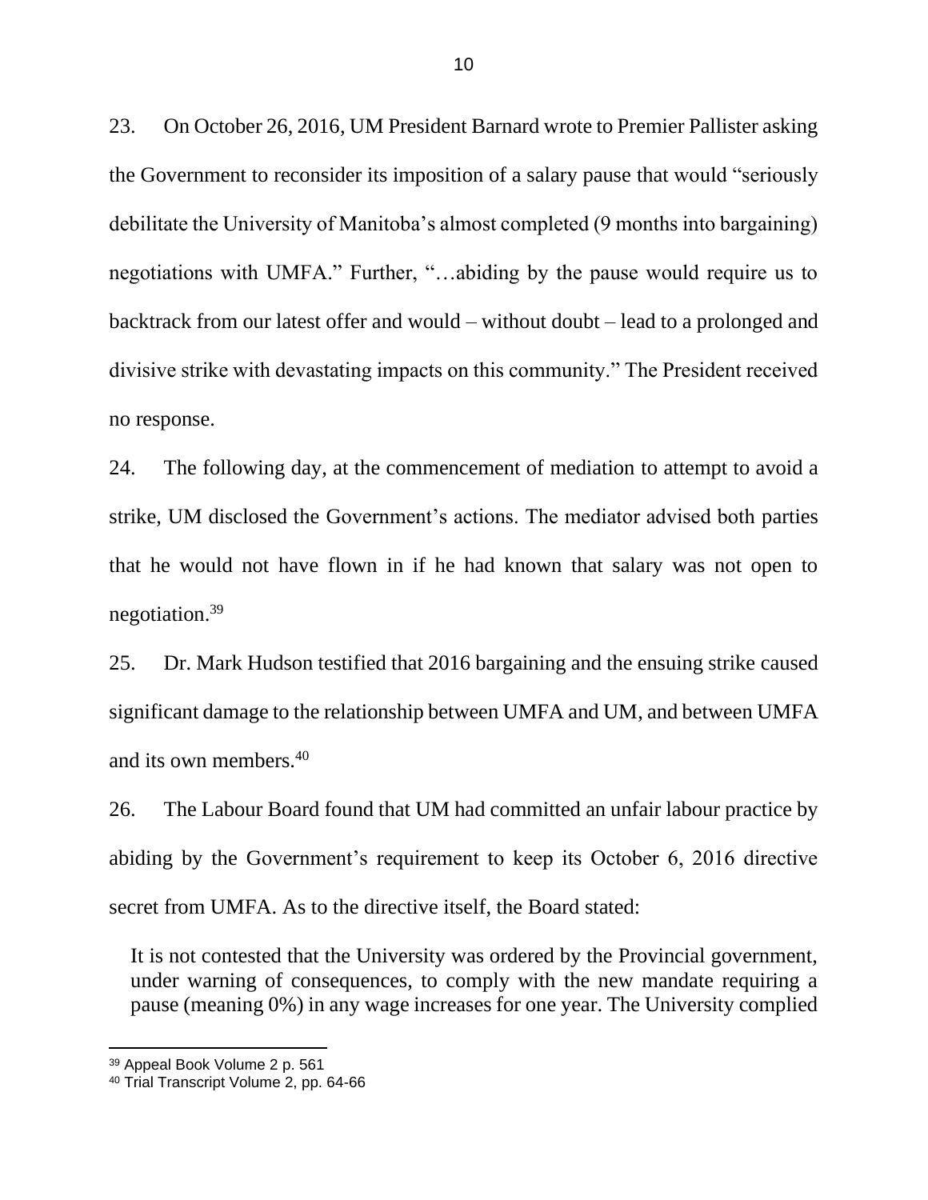23. On October 26, 2016, UM President Barnard wrote to Premier Pallister asking the Government to reconsider its imposition of a salary pause that would "seriously debilitate the University of Manitoba's almost completed (9 months into bargaining) negotiations with UMFA." Further, "…abiding by the pause would require us to backtrack from our latest offer and would – without doubt – lead to a prolonged and divisive strike with devastating impacts on this community." The President received no response.

24. The following day, at the commencement of mediation to attempt to avoid a strike, UM disclosed the Government's actions. The mediator advised both parties that he would not have flown in if he had known that salary was not open to negotiation.[39]

25. Dr. Mark Hudson testified that 2016 bargaining and the ensuing strike caused significant damage to the relationship between UMFA and UM, and between UMFA and its own members.[40]

26. The Labour Board found that UM had committed an unfair labour practice by abiding by the Government's requirement to keep its October 6, 2016 directive secret from UMFA. As to the directive itself, the Board stated:

> It is not contested that the University was ordered by the Provincial government, under warning of consequences, to comply with the new mandate requiring a pause (meaning 0%) in any wage increases for one year. The University complied

---

[39] Appeal Book Volume 2 p. 561

[40] Trial Transcript Volume 2, pp. 64-66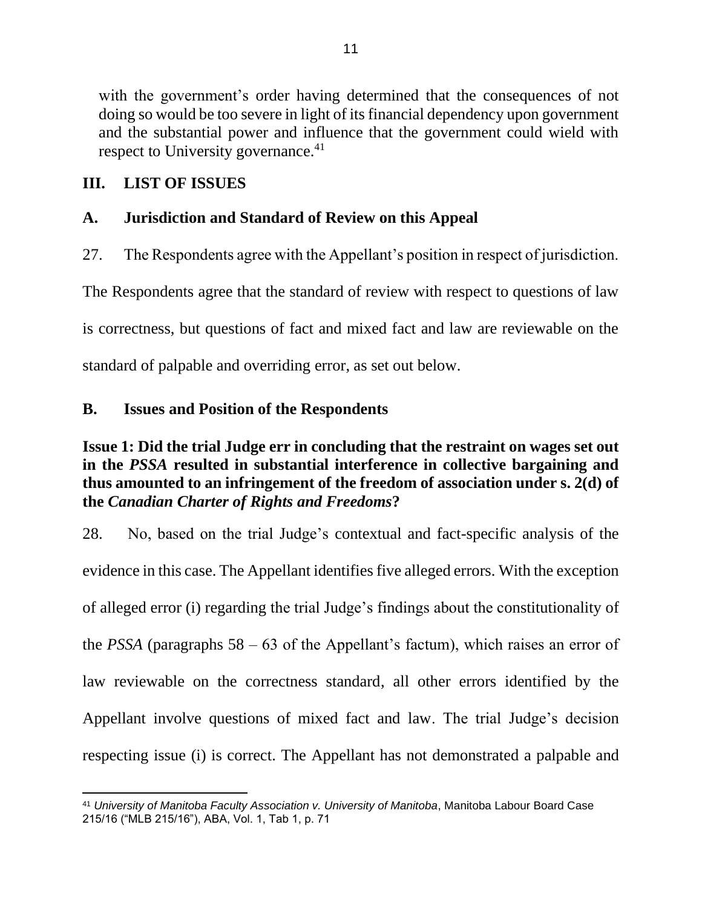with the government's order having determined that the consequences of not doing so would be too severe in light of its financial dependency upon government and the substantial power and influence that the government could wield with respect to University governance.[41]

## III. LIST OF ISSUES

### A. Jurisdiction and Standard of Review on this Appeal

27. The Respondents agree with the Appellant's position in respect of jurisdiction. The Respondents agree that the standard of review with respect to questions of law is correctness, but questions of fact and mixed fact and law are reviewable on the standard of palpable and overriding error, as set out below.

### B. Issues and Position of the Respondents

**Issue 1: Did the trial Judge err in concluding that the restraint on wages set out in the *PSSA* resulted in substantial interference in collective bargaining and thus amounted to an infringement of the freedom of association under s. 2(d) of the *Canadian Charter of Rights and Freedoms*?**

28. No, based on the trial Judge's contextual and fact-specific analysis of the evidence in this case. The Appellant identifies five alleged errors. With the exception of alleged error (i) regarding the trial Judge's findings about the constitutionality of the *PSSA* (paragraphs 58 – 63 of the Appellant's factum), which raises an error of law reviewable on the correctness standard, all other errors identified by the Appellant involve questions of mixed fact and law. The trial Judge's decision respecting issue (i) is correct. The Appellant has not demonstrated a palpable and

---

[41] *University of Manitoba Faculty Association v. University of Manitoba*, Manitoba Labour Board Case 215/16 ("MLB 215/16"), ABA, Vol. 1, Tab 1, p. 71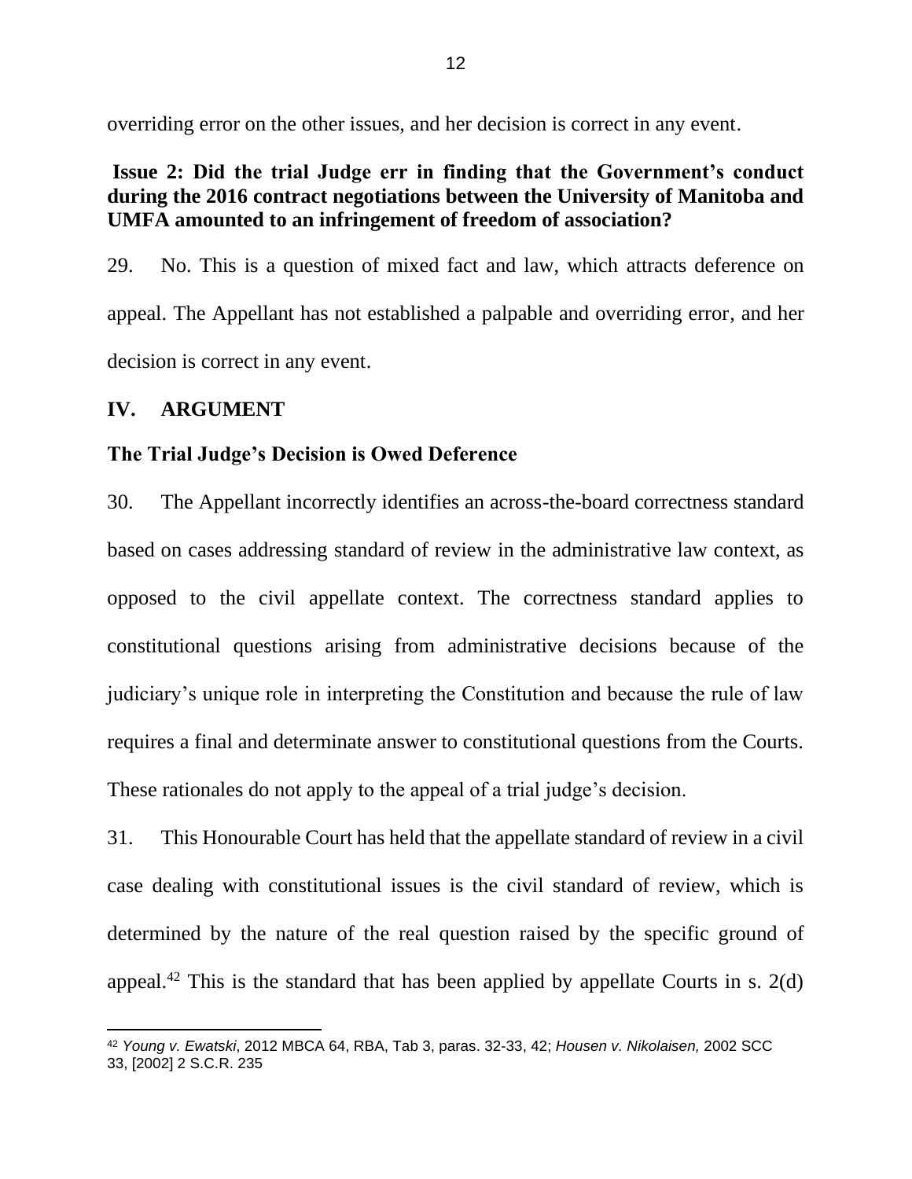overriding error on the other issues, and her decision is correct in any event.

**Issue 2: Did the trial Judge err in finding that the Government's conduct during the 2016 contract negotiations between the University of Manitoba and UMFA amounted to an infringement of freedom of association?**

29. No. This is a question of mixed fact and law, which attracts deference on appeal. The Appellant has not established a palpable and overriding error, and her decision is correct in any event.

## IV. ARGUMENT

### The Trial Judge's Decision is Owed Deference

30. The Appellant incorrectly identifies an across-the-board correctness standard based on cases addressing standard of review in the administrative law context, as opposed to the civil appellate context. The correctness standard applies to constitutional questions arising from administrative decisions because of the judiciary's unique role in interpreting the Constitution and because the rule of law requires a final and determinate answer to constitutional questions from the Courts. These rationales do not apply to the appeal of a trial judge's decision.

31. This Honourable Court has held that the appellate standard of review in a civil case dealing with constitutional issues is the civil standard of review, which is determined by the nature of the real question raised by the specific ground of appeal.[42] This is the standard that has been applied by appellate Courts in s. 2(d)

---

[42] *Young v. Ewatski*, 2012 MBCA 64, RBA, Tab 3, paras. 32-33, 42; *Housen v. Nikolaisen,* 2002 SCC 33, [2002] 2 S.C.R. 235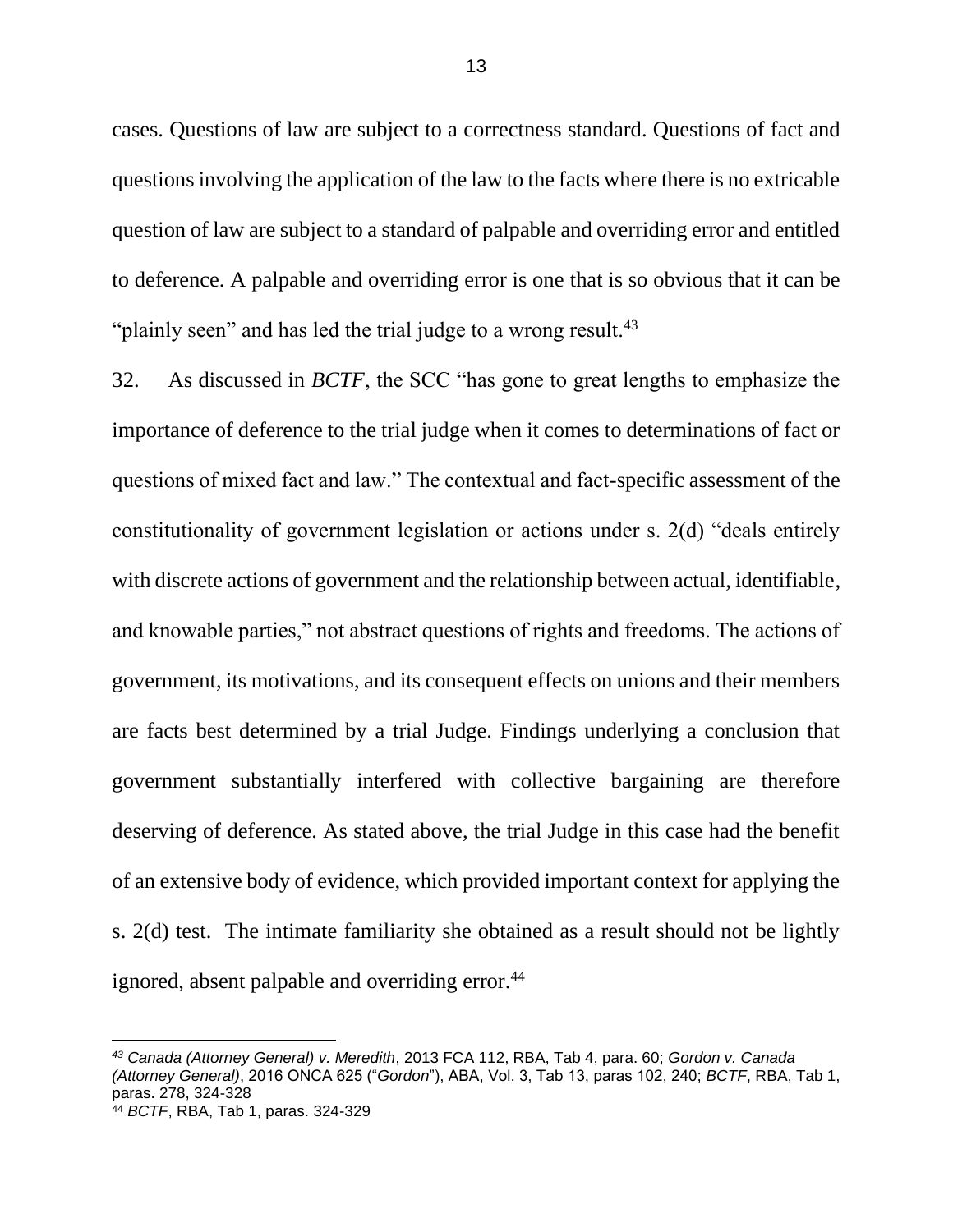cases. Questions of law are subject to a correctness standard. Questions of fact and questions involving the application of the law to the facts where there is no extricable question of law are subject to a standard of palpable and overriding error and entitled to deference. A palpable and overriding error is one that is so obvious that it can be "plainly seen" and has led the trial judge to a wrong result.[43]

32. As discussed in *BCTF*, the SCC "has gone to great lengths to emphasize the importance of deference to the trial judge when it comes to determinations of fact or questions of mixed fact and law." The contextual and fact-specific assessment of the constitutionality of government legislation or actions under s. 2(d) "deals entirely with discrete actions of government and the relationship between actual, identifiable, and knowable parties," not abstract questions of rights and freedoms. The actions of government, its motivations, and its consequent effects on unions and their members are facts best determined by a trial Judge. Findings underlying a conclusion that government substantially interfered with collective bargaining are therefore deserving of deference. As stated above, the trial Judge in this case had the benefit of an extensive body of evidence, which provided important context for applying the s. 2(d) test. The intimate familiarity she obtained as a result should not be lightly ignored, absent palpable and overriding error.[44]

---

[43] *Canada (Attorney General) v. Meredith*, 2013 FCA 112, RBA, Tab 4, para. 60; *Gordon v. Canada (Attorney General)*, 2016 ONCA 625 ("*Gordon*"), ABA, Vol. 3, Tab 13, paras 102, 240; *BCTF*, RBA, Tab 1, paras. 278, 324-328

[44] *BCTF*, RBA, Tab 1, paras. 324-329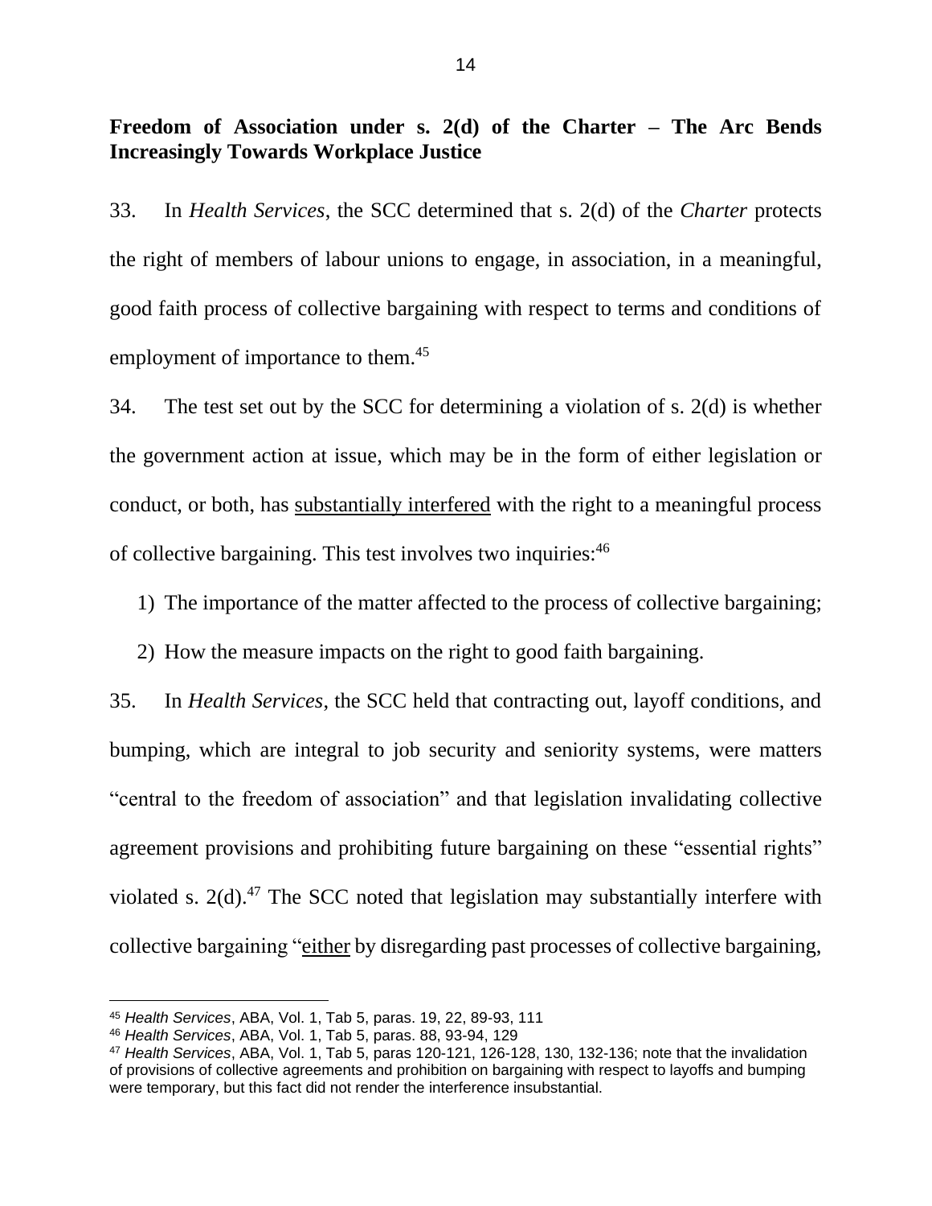**Freedom of Association under s. 2(d) of the Charter – The Arc Bends Increasingly Towards Workplace Justice**

33. In *Health Services*, the SCC determined that s. 2(d) of the *Charter* protects the right of members of labour unions to engage, in association, in a meaningful, good faith process of collective bargaining with respect to terms and conditions of employment of importance to them.[45]

34. The test set out by the SCC for determining a violation of s. 2(d) is whether the government action at issue, which may be in the form of either legislation or conduct, or both, has <u>substantially interfered</u> with the right to a meaningful process of collective bargaining. This test involves two inquiries:[46]

1) The importance of the matter affected to the process of collective bargaining;
2) How the measure impacts on the right to good faith bargaining.

35. In *Health Services*, the SCC held that contracting out, layoff conditions, and bumping, which are integral to job security and seniority systems, were matters "central to the freedom of association" and that legislation invalidating collective agreement provisions and prohibiting future bargaining on these "essential rights" violated s. 2(d).[47] The SCC noted that legislation may substantially interfere with collective bargaining "<u>either</u> by disregarding past processes of collective bargaining,

---

[45] *Health Services*, ABA, Vol. 1, Tab 5, paras. 19, 22, 89-93, 111

[46] *Health Services*, ABA, Vol. 1, Tab 5, paras. 88, 93-94, 129

[47] *Health Services*, ABA, Vol. 1, Tab 5, paras 120-121, 126-128, 130, 132-136; note that the invalidation of provisions of collective agreements and prohibition on bargaining with respect to layoffs and bumping were temporary, but this fact did not render the interference insubstantial.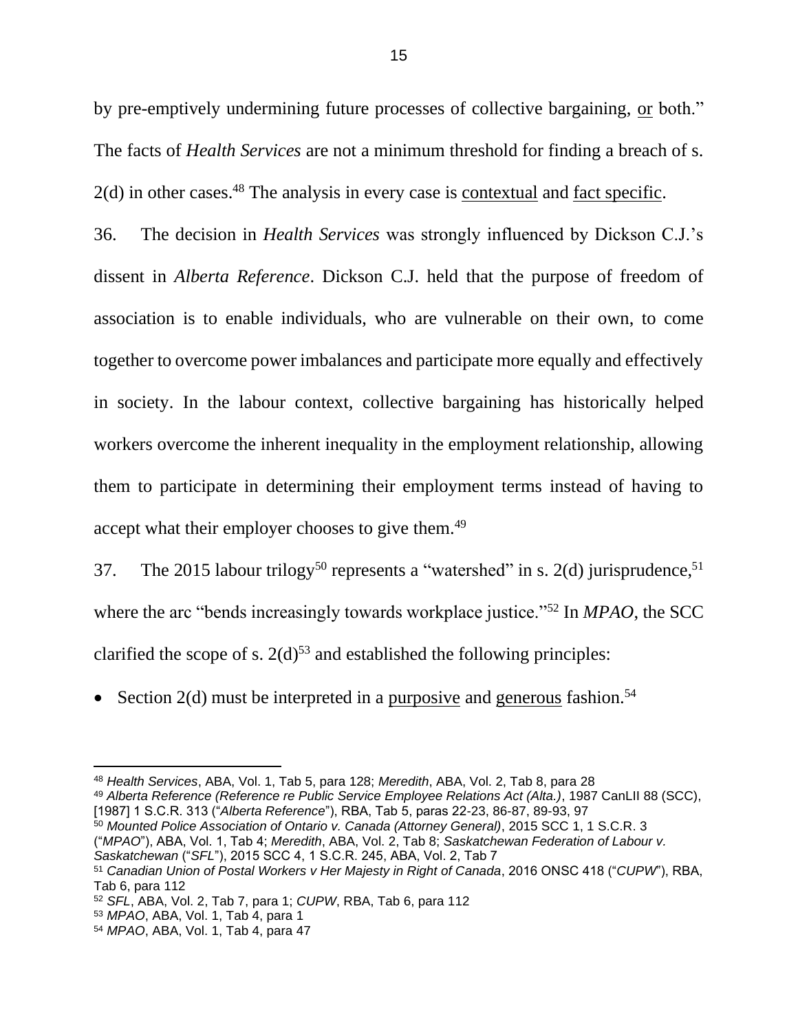by pre-emptively undermining future processes of collective bargaining, <u>or</u> both." The facts of *Health Services* are not a minimum threshold for finding a breach of s. 2(d) in other cases.[48] The analysis in every case is <u>contextual</u> and <u>fact specific</u>.

36. The decision in *Health Services* was strongly influenced by Dickson C.J.'s dissent in *Alberta Reference*. Dickson C.J. held that the purpose of freedom of association is to enable individuals, who are vulnerable on their own, to come together to overcome power imbalances and participate more equally and effectively in society. In the labour context, collective bargaining has historically helped workers overcome the inherent inequality in the employment relationship, allowing them to participate in determining their employment terms instead of having to accept what their employer chooses to give them.[49]

37. The 2015 labour trilogy[50] represents a "watershed" in s. 2(d) jurisprudence,[51] where the arc "bends increasingly towards workplace justice."[52] In *MPAO*, the SCC clarified the scope of s. 2(d)[53] and established the following principles:

- Section 2(d) must be interpreted in a <u>purposive</u> and <u>generous</u> fashion.[54]

---

[48] *Health Services*, ABA, Vol. 1, Tab 5, para 128; *Meredith*, ABA, Vol. 2, Tab 8, para 28

[49] *Alberta Reference (Reference re Public Service Employee Relations Act (Alta.)*, 1987 CanLII 88 (SCC), [1987] 1 S.C.R. 313 ("*Alberta Reference*"), RBA, Tab 5, paras 22-23, 86-87, 89-93, 97

[50] *Mounted Police Association of Ontario v. Canada (Attorney General)*, 2015 SCC 1, 1 S.C.R. 3 ("*MPAO*"), ABA, Vol. 1, Tab 4; *Meredith*, ABA, Vol. 2, Tab 8; *Saskatchewan Federation of Labour v. Saskatchewan* ("*SFL*"), 2015 SCC 4, 1 S.C.R. 245, ABA, Vol. 2, Tab 7

[51] *Canadian Union of Postal Workers v Her Majesty in Right of Canada*, 2016 ONSC 418 ("*CUPW*"), RBA, Tab 6, para 112

[52] *SFL*, ABA, Vol. 2, Tab 7, para 1; *CUPW*, RBA, Tab 6, para 112

[53] *MPAO*, ABA, Vol. 1, Tab 4, para 1

[54] *MPAO*, ABA, Vol. 1, Tab 4, para 47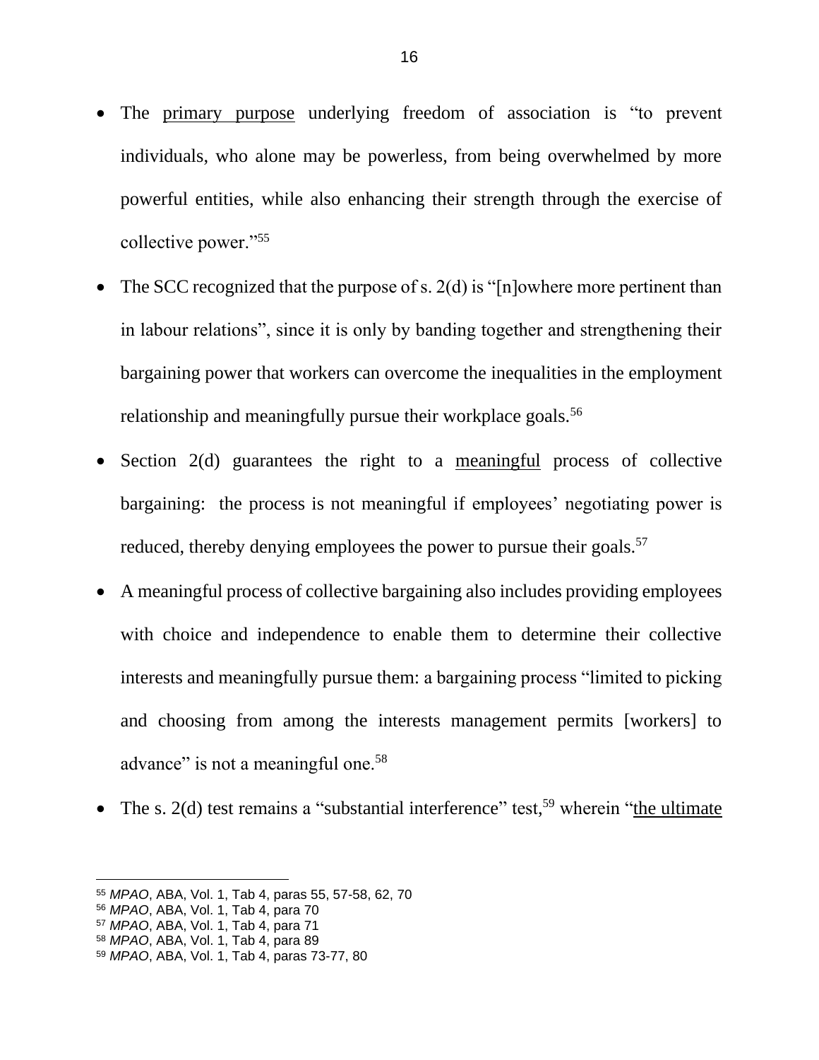- The primary purpose underlying freedom of association is "to prevent individuals, who alone may be powerless, from being overwhelmed by more powerful entities, while also enhancing their strength through the exercise of collective power."[55]

- The SCC recognized that the purpose of s. 2(d) is "[n]owhere more pertinent than in labour relations", since it is only by banding together and strengthening their bargaining power that workers can overcome the inequalities in the employment relationship and meaningfully pursue their workplace goals.[56]

- Section 2(d) guarantees the right to a meaningful process of collective bargaining: the process is not meaningful if employees' negotiating power is reduced, thereby denying employees the power to pursue their goals.[57]

- A meaningful process of collective bargaining also includes providing employees with choice and independence to enable them to determine their collective interests and meaningfully pursue them: a bargaining process "limited to picking and choosing from among the interests management permits [workers] to advance" is not a meaningful one.[58]

- The s. 2(d) test remains a "substantial interference" test,[59] wherein "the ultimate

[55] *MPAO*, ABA, Vol. 1, Tab 4, paras 55, 57-58, 62, 70
[56] *MPAO*, ABA, Vol. 1, Tab 4, para 70
[57] *MPAO*, ABA, Vol. 1, Tab 4, para 71
[58] *MPAO*, ABA, Vol. 1, Tab 4, para 89
[59] *MPAO*, ABA, Vol. 1, Tab 4, paras 73-77, 80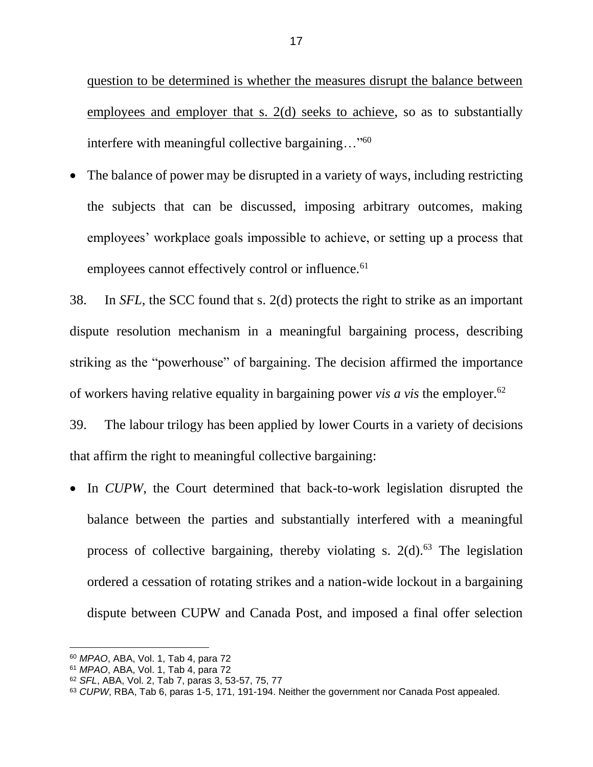question to be determined is whether the measures disrupt the balance between employees and employer that s. 2(d) seeks to achieve, so as to substantially interfere with meaningful collective bargaining…"[60]

- The balance of power may be disrupted in a variety of ways, including restricting the subjects that can be discussed, imposing arbitrary outcomes, making employees' workplace goals impossible to achieve, or setting up a process that employees cannot effectively control or influence.[61]

38. In *SFL*, the SCC found that s. 2(d) protects the right to strike as an important dispute resolution mechanism in a meaningful bargaining process, describing striking as the "powerhouse" of bargaining. The decision affirmed the importance of workers having relative equality in bargaining power *vis a vis* the employer.[62]

39. The labour trilogy has been applied by lower Courts in a variety of decisions that affirm the right to meaningful collective bargaining:

- In *CUPW*, the Court determined that back-to-work legislation disrupted the balance between the parties and substantially interfered with a meaningful process of collective bargaining, thereby violating s. 2(d).[63] The legislation ordered a cessation of rotating strikes and a nation-wide lockout in a bargaining dispute between CUPW and Canada Post, and imposed a final offer selection

---

[60] *MPAO*, ABA, Vol. 1, Tab 4, para 72

[61] *MPAO*, ABA, Vol. 1, Tab 4, para 72

[62] *SFL*, ABA, Vol. 2, Tab 7, paras 3, 53-57, 75, 77

[63] *CUPW*, RBA, Tab 6, paras 1-5, 171, 191-194. Neither the government nor Canada Post appealed.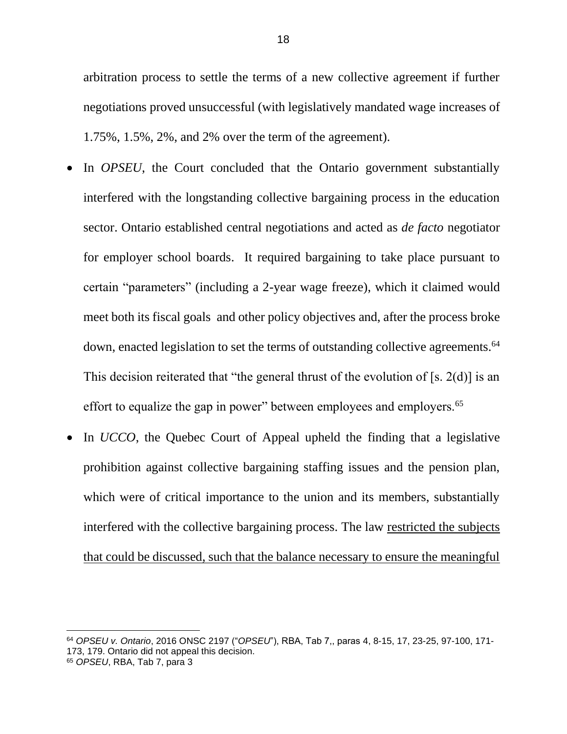arbitration process to settle the terms of a new collective agreement if further negotiations proved unsuccessful (with legislatively mandated wage increases of 1.75%, 1.5%, 2%, and 2% over the term of the agreement).

- In *OPSEU*, the Court concluded that the Ontario government substantially interfered with the longstanding collective bargaining process in the education sector. Ontario established central negotiations and acted as *de facto* negotiator for employer school boards. It required bargaining to take place pursuant to certain "parameters" (including a 2-year wage freeze), which it claimed would meet both its fiscal goals and other policy objectives and, after the process broke down, enacted legislation to set the terms of outstanding collective agreements.[64] This decision reiterated that "the general thrust of the evolution of [s. 2(d)] is an effort to equalize the gap in power" between employees and employers.[65]

- In *UCCO*, the Quebec Court of Appeal upheld the finding that a legislative prohibition against collective bargaining staffing issues and the pension plan, which were of critical importance to the union and its members, substantially interfered with the collective bargaining process. The law <u>restricted the subjects that could be discussed, such that the balance necessary to ensure the meaningful</u>

---

[64] *OPSEU v. Ontario*, 2016 ONSC 2197 ("*OPSEU*"), RBA, Tab 7,, paras 4, 8-15, 17, 23-25, 97-100, 171-173, 179. Ontario did not appeal this decision.

[65] *OPSEU*, RBA, Tab 7, para 3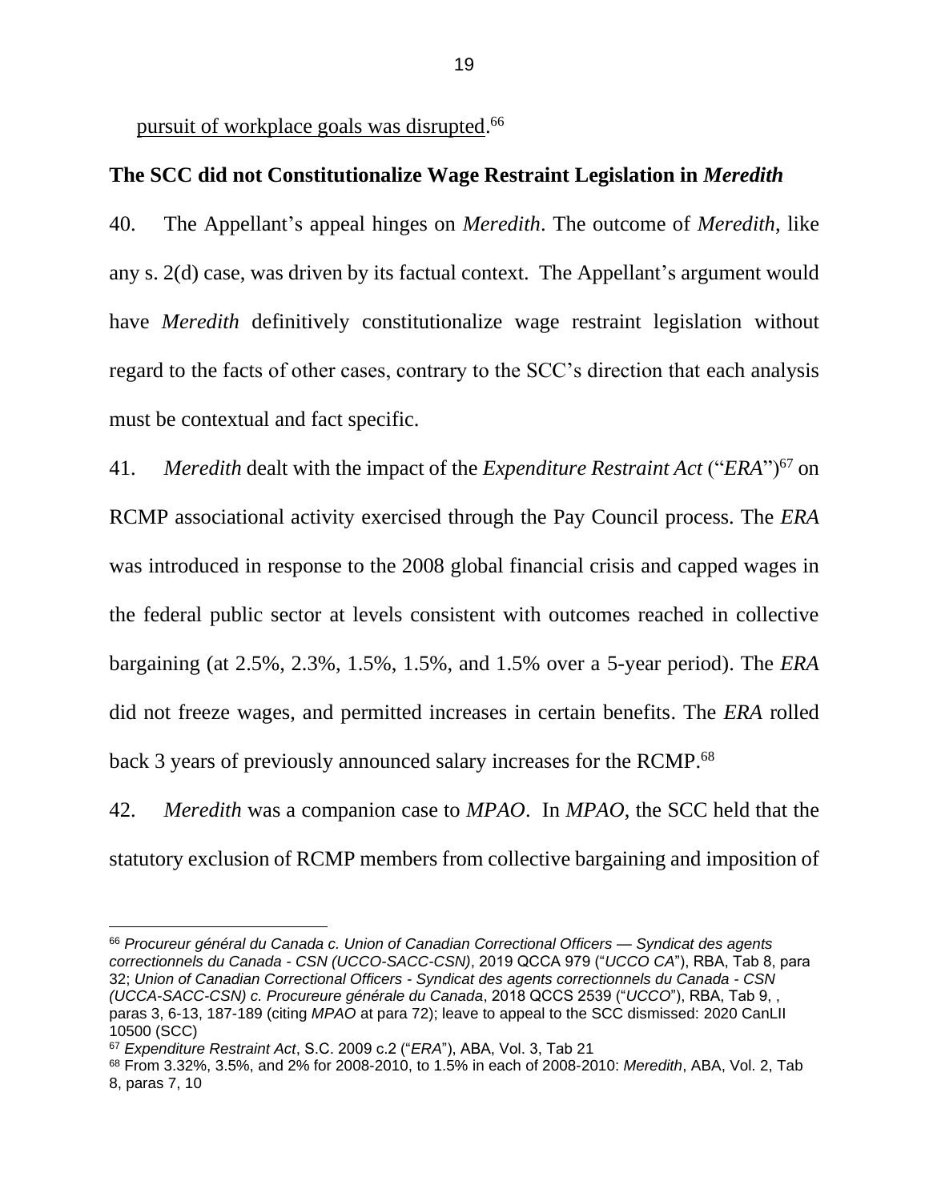pursuit of workplace goals was disrupted.[66]

**The SCC did not Constitutionalize Wage Restraint Legislation in *Meredith***

40. The Appellant's appeal hinges on *Meredith*. The outcome of *Meredith*, like any s. 2(d) case, was driven by its factual context. The Appellant's argument would have *Meredith* definitively constitutionalize wage restraint legislation without regard to the facts of other cases, contrary to the SCC's direction that each analysis must be contextual and fact specific.

41. *Meredith* dealt with the impact of the *Expenditure Restraint Act* ("*ERA*")[67] on RCMP associational activity exercised through the Pay Council process. The *ERA* was introduced in response to the 2008 global financial crisis and capped wages in the federal public sector at levels consistent with outcomes reached in collective bargaining (at 2.5%, 2.3%, 1.5%, 1.5%, and 1.5% over a 5-year period). The *ERA* did not freeze wages, and permitted increases in certain benefits. The *ERA* rolled back 3 years of previously announced salary increases for the RCMP.[68]

42. *Meredith* was a companion case to *MPAO*. In *MPAO*, the SCC held that the statutory exclusion of RCMP members from collective bargaining and imposition of

---

[66] *Procureur général du Canada c. Union of Canadian Correctional Officers — Syndicat des agents correctionnels du Canada - CSN (UCCO-SACC-CSN)*, 2019 QCCA 979 ("*UCCO CA*"), RBA, Tab 8, para 32; *Union of Canadian Correctional Officers - Syndicat des agents correctionnels du Canada - CSN (UCCA-SACC-CSN) c. Procureure générale du Canada*, 2018 QCCS 2539 ("*UCCO*"), RBA, Tab 9, , paras 3, 6-13, 187-189 (citing *MPAO* at para 72); leave to appeal to the SCC dismissed: 2020 CanLII 10500 (SCC)

[67] *Expenditure Restraint Act*, S.C. 2009 c.2 ("*ERA*"), ABA, Vol. 3, Tab 21

[68] From 3.32%, 3.5%, and 2% for 2008-2010, to 1.5% in each of 2008-2010: *Meredith*, ABA, Vol. 2, Tab 8, paras 7, 10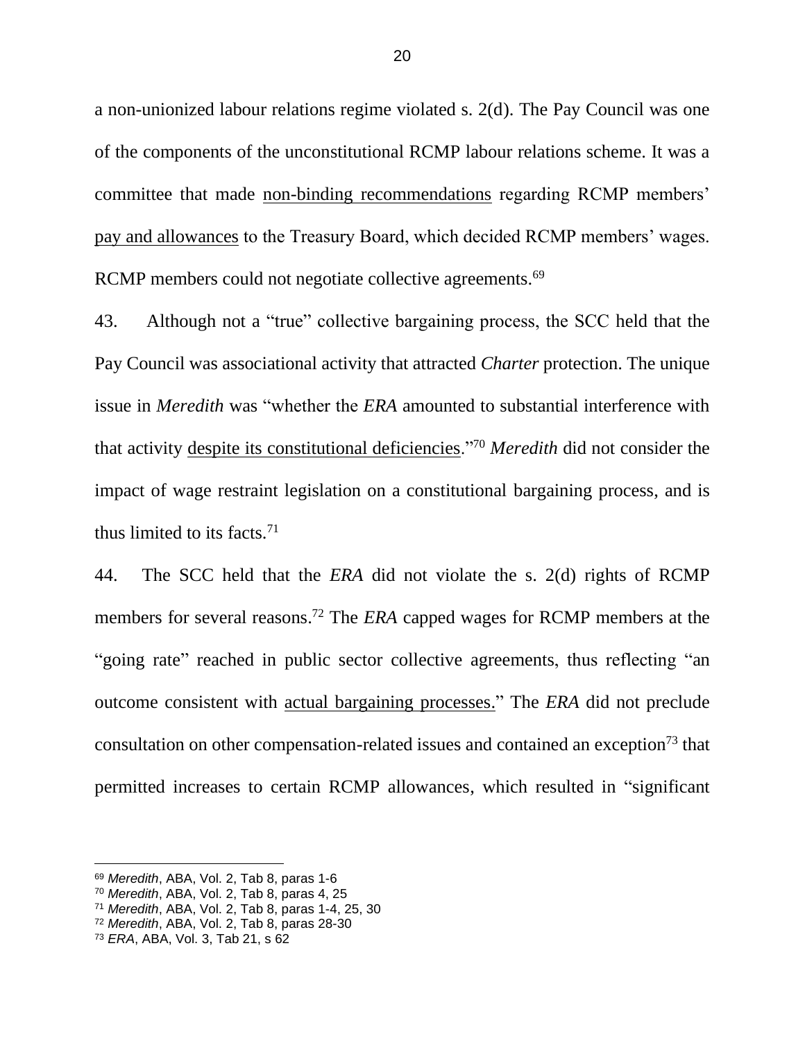a non-unionized labour relations regime violated s. 2(d). The Pay Council was one of the components of the unconstitutional RCMP labour relations scheme. It was a committee that made <u>non-binding recommendations</u> regarding RCMP members' <u>pay and allowances</u> to the Treasury Board, which decided RCMP members' wages. RCMP members could not negotiate collective agreements.[69]

43. Although not a "true" collective bargaining process, the SCC held that the Pay Council was associational activity that attracted *Charter* protection. The unique issue in *Meredith* was "whether the *ERA* amounted to substantial interference with that activity <u>despite its constitutional deficiencies</u>."[70] *Meredith* did not consider the impact of wage restraint legislation on a constitutional bargaining process, and is thus limited to its facts.[71]

44. The SCC held that the *ERA* did not violate the s. 2(d) rights of RCMP members for several reasons.[72] The *ERA* capped wages for RCMP members at the "going rate" reached in public sector collective agreements, thus reflecting "an outcome consistent with <u>actual bargaining processes</u>." The *ERA* did not preclude consultation on other compensation-related issues and contained an exception[73] that permitted increases to certain RCMP allowances, which resulted in "significant

---

[69] *Meredith*, ABA, Vol. 2, Tab 8, paras 1-6
[70] *Meredith*, ABA, Vol. 2, Tab 8, paras 4, 25
[71] *Meredith*, ABA, Vol. 2, Tab 8, paras 1-4, 25, 30
[72] *Meredith*, ABA, Vol. 2, Tab 8, paras 28-30
[73] *ERA*, ABA, Vol. 3, Tab 21, s 62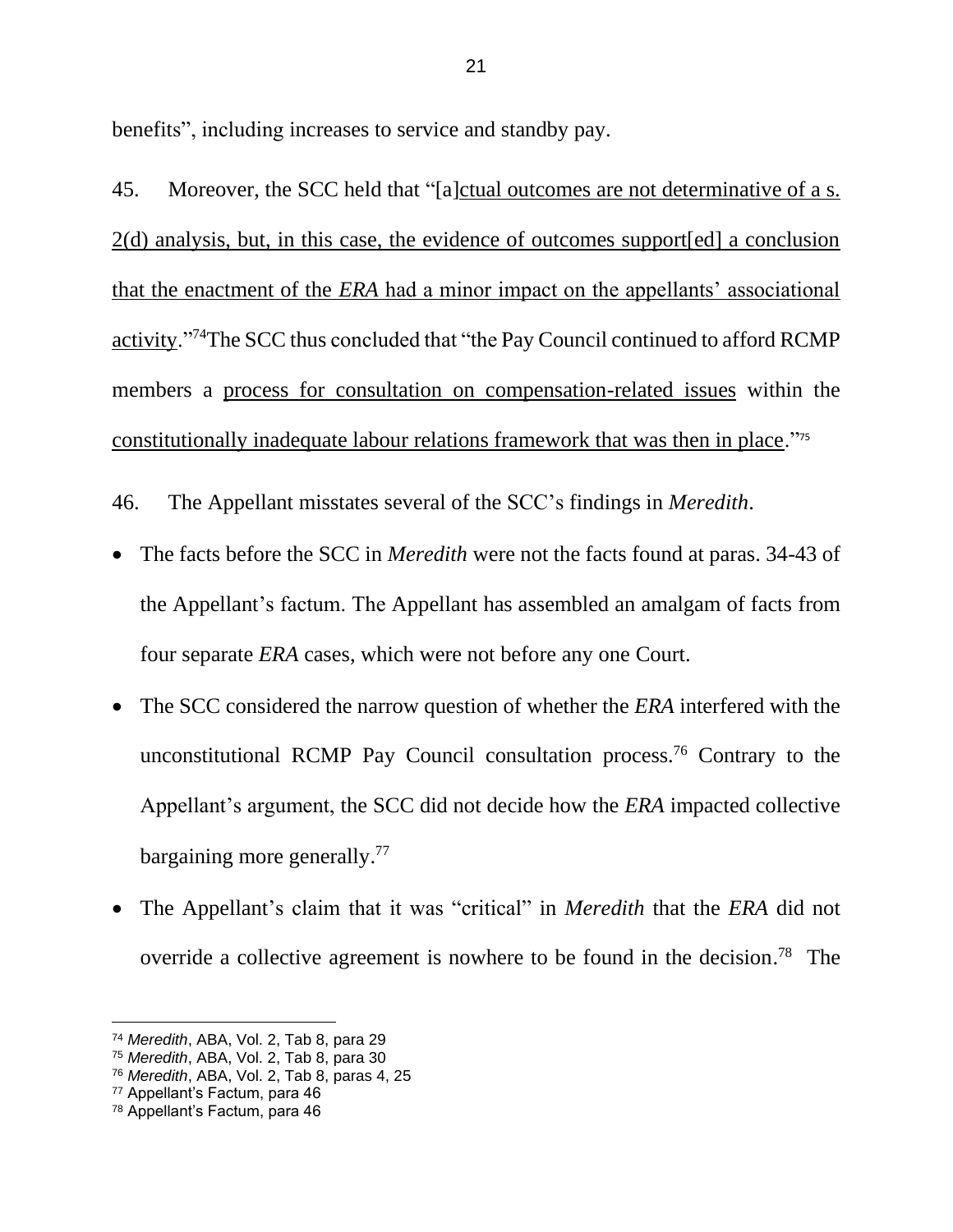benefits", including increases to service and standby pay.

45. Moreover, the SCC held that "[a]ctual outcomes are not determinative of a s. 2(d) analysis, but, in this case, the evidence of outcomes support[ed] a conclusion that the enactment of the *ERA* had a minor impact on the appellants' associational activity."[74] The SCC thus concluded that "the Pay Council continued to afford RCMP members a process for consultation on compensation-related issues within the constitutionally inadequate labour relations framework that was then in place."[75]

46. The Appellant misstates several of the SCC's findings in *Meredith*.

- The facts before the SCC in *Meredith* were not the facts found at paras. 34-43 of the Appellant's factum. The Appellant has assembled an amalgam of facts from four separate *ERA* cases, which were not before any one Court.
- The SCC considered the narrow question of whether the *ERA* interfered with the unconstitutional RCMP Pay Council consultation process.[76] Contrary to the Appellant's argument, the SCC did not decide how the *ERA* impacted collective bargaining more generally.[77]
- The Appellant's claim that it was "critical" in *Meredith* that the *ERA* did not override a collective agreement is nowhere to be found in the decision.[78] The

---

[74] *Meredith*, ABA, Vol. 2, Tab 8, para 29

[75] *Meredith*, ABA, Vol. 2, Tab 8, para 30

[76] *Meredith*, ABA, Vol. 2, Tab 8, paras 4, 25

[77] Appellant's Factum, para 46

[78] Appellant's Factum, para 46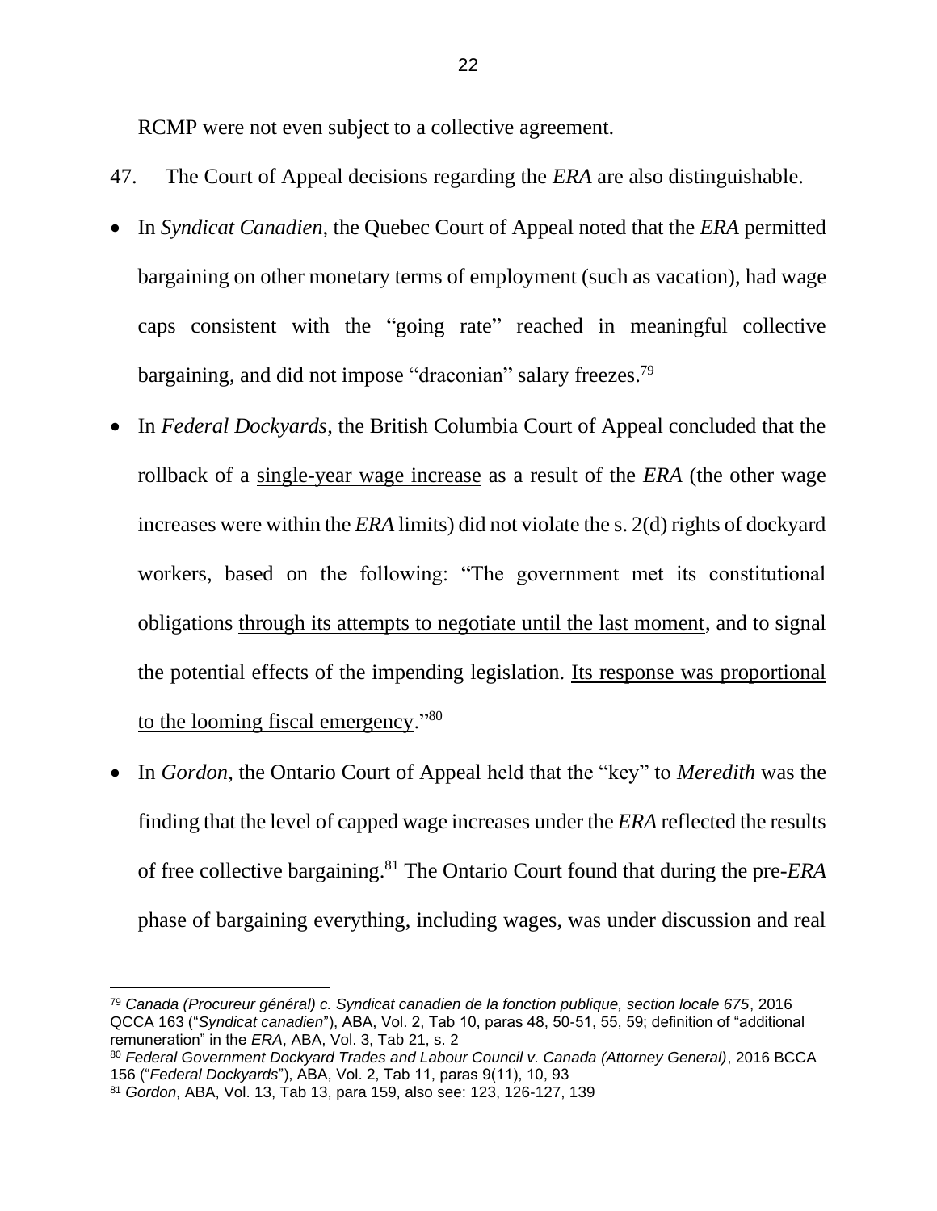RCMP were not even subject to a collective agreement.

47. The Court of Appeal decisions regarding the *ERA* are also distinguishable.

- In *Syndicat Canadien*, the Quebec Court of Appeal noted that the *ERA* permitted bargaining on other monetary terms of employment (such as vacation), had wage caps consistent with the "going rate" reached in meaningful collective bargaining, and did not impose "draconian" salary freezes.[79]
- In *Federal Dockyards*, the British Columbia Court of Appeal concluded that the rollback of a <u>single-year wage increase</u> as a result of the *ERA* (the other wage increases were within the *ERA* limits) did not violate the s. 2(d) rights of dockyard workers, based on the following: "The government met its constitutional obligations <u>through its attempts to negotiate until the last moment</u>, and to signal the potential effects of the impending legislation. <u>Its response was proportional to the looming fiscal emergency</u>."[80]
- In *Gordon*, the Ontario Court of Appeal held that the "key" to *Meredith* was the finding that the level of capped wage increases under the *ERA* reflected the results of free collective bargaining.[81] The Ontario Court found that during the pre-*ERA* phase of bargaining everything, including wages, was under discussion and real

---

[79] *Canada (Procureur général) c. Syndicat canadien de la fonction publique, section locale 675*, 2016 QCCA 163 ("*Syndicat canadien*"), ABA, Vol. 2, Tab 10, paras 48, 50-51, 55, 59; definition of "additional remuneration" in the *ERA*, ABA, Vol. 3, Tab 21, s. 2

[80] *Federal Government Dockyard Trades and Labour Council v. Canada (Attorney General)*, 2016 BCCA 156 ("*Federal Dockyards*"), ABA, Vol. 2, Tab 11, paras 9(11), 10, 93

[81] *Gordon*, ABA, Vol. 13, Tab 13, para 159, also see: 123, 126-127, 139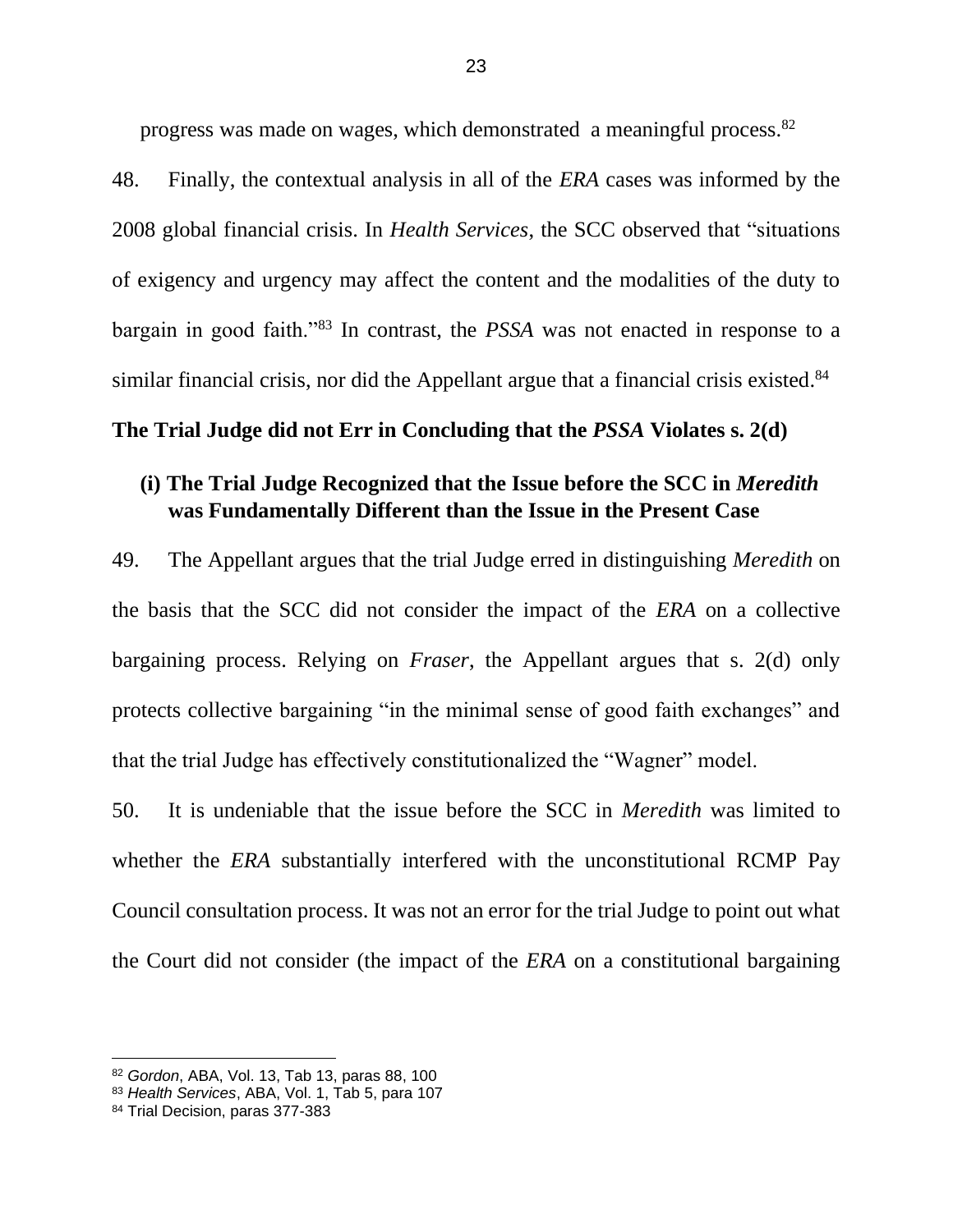progress was made on wages, which demonstrated a meaningful process.[82]

48. Finally, the contextual analysis in all of the *ERA* cases was informed by the 2008 global financial crisis. In *Health Services*, the SCC observed that "situations of exigency and urgency may affect the content and the modalities of the duty to bargain in good faith."[83] In contrast, the *PSSA* was not enacted in response to a similar financial crisis, nor did the Appellant argue that a financial crisis existed.[84]

**The Trial Judge did not Err in Concluding that the *PSSA* Violates s. 2(d)**

**(i) The Trial Judge Recognized that the Issue before the SCC in *Meredith* was Fundamentally Different than the Issue in the Present Case**

49. The Appellant argues that the trial Judge erred in distinguishing *Meredith* on the basis that the SCC did not consider the impact of the *ERA* on a collective bargaining process. Relying on *Fraser*, the Appellant argues that s. 2(d) only protects collective bargaining "in the minimal sense of good faith exchanges" and that the trial Judge has effectively constitutionalized the "Wagner" model.

50. It is undeniable that the issue before the SCC in *Meredith* was limited to whether the *ERA* substantially interfered with the unconstitutional RCMP Pay Council consultation process. It was not an error for the trial Judge to point out what the Court did not consider (the impact of the *ERA* on a constitutional bargaining

---

[82] *Gordon*, ABA, Vol. 13, Tab 13, paras 88, 100

[83] *Health Services*, ABA, Vol. 1, Tab 5, para 107

[84] Trial Decision, paras 377-383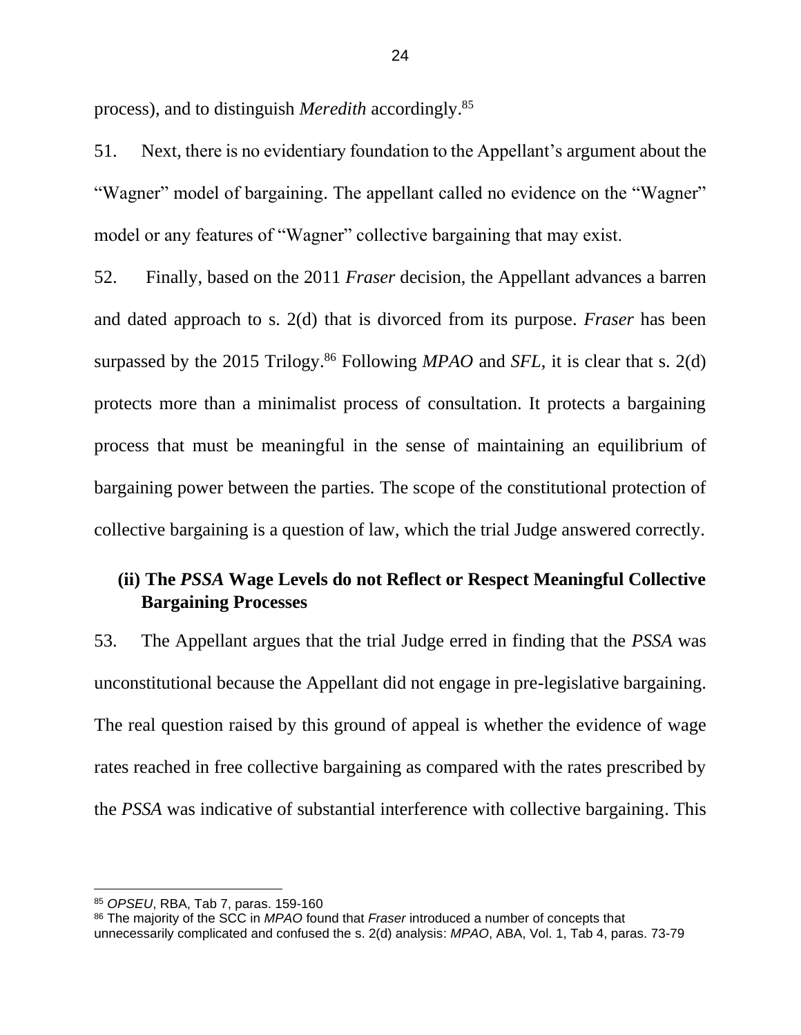process), and to distinguish *Meredith* accordingly.[85]

51. Next, there is no evidentiary foundation to the Appellant's argument about the "Wagner" model of bargaining. The appellant called no evidence on the "Wagner" model or any features of "Wagner" collective bargaining that may exist.

52. Finally, based on the 2011 *Fraser* decision, the Appellant advances a barren and dated approach to s. 2(d) that is divorced from its purpose. *Fraser* has been surpassed by the 2015 Trilogy.[86] Following *MPAO* and *SFL*, it is clear that s. 2(d) protects more than a minimalist process of consultation. It protects a bargaining process that must be meaningful in the sense of maintaining an equilibrium of bargaining power between the parties. The scope of the constitutional protection of collective bargaining is a question of law, which the trial Judge answered correctly.

### (ii) The *PSSA* Wage Levels do not Reflect or Respect Meaningful Collective Bargaining Processes

53. The Appellant argues that the trial Judge erred in finding that the *PSSA* was unconstitutional because the Appellant did not engage in pre-legislative bargaining. The real question raised by this ground of appeal is whether the evidence of wage rates reached in free collective bargaining as compared with the rates prescribed by the *PSSA* was indicative of substantial interference with collective bargaining. This

---

[85] *OPSEU*, RBA, Tab 7, paras. 159-160

[86] The majority of the SCC in *MPAO* found that *Fraser* introduced a number of concepts that unnecessarily complicated and confused the s. 2(d) analysis: *MPAO*, ABA, Vol. 1, Tab 4, paras. 73-79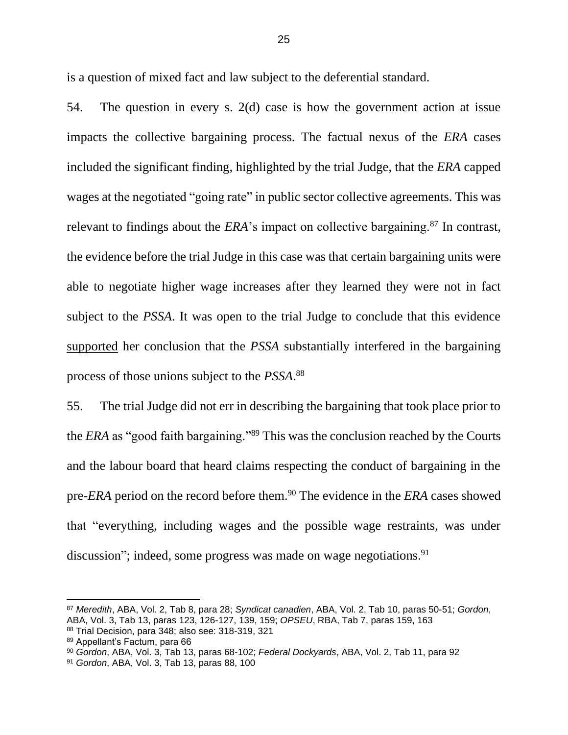is a question of mixed fact and law subject to the deferential standard.

54. The question in every s. 2(d) case is how the government action at issue impacts the collective bargaining process. The factual nexus of the *ERA* cases included the significant finding, highlighted by the trial Judge, that the *ERA* capped wages at the negotiated "going rate" in public sector collective agreements. This was relevant to findings about the *ERA*'s impact on collective bargaining.[87] In contrast, the evidence before the trial Judge in this case was that certain bargaining units were able to negotiate higher wage increases after they learned they were not in fact subject to the *PSSA*. It was open to the trial Judge to conclude that this evidence <u>supported</u> her conclusion that the *PSSA* substantially interfered in the bargaining process of those unions subject to the *PSSA*.[88]

55. The trial Judge did not err in describing the bargaining that took place prior to the *ERA* as "good faith bargaining."[89] This was the conclusion reached by the Courts and the labour board that heard claims respecting the conduct of bargaining in the pre-*ERA* period on the record before them.[90] The evidence in the *ERA* cases showed that "everything, including wages and the possible wage restraints, was under discussion"; indeed, some progress was made on wage negotiations.[91]

---

[87] *Meredith*, ABA, Vol. 2, Tab 8, para 28; *Syndicat canadien*, ABA, Vol. 2, Tab 10, paras 50-51; *Gordon*, ABA, Vol. 3, Tab 13, paras 123, 126-127, 139, 159; *OPSEU*, RBA, Tab 7, paras 159, 163

[88] Trial Decision, para 348; also see: 318-319, 321

[89] Appellant's Factum, para 66

[90] *Gordon*, ABA, Vol. 3, Tab 13, paras 68-102; *Federal Dockyards*, ABA, Vol. 2, Tab 11, para 92

[91] *Gordon*, ABA, Vol. 3, Tab 13, paras 88, 100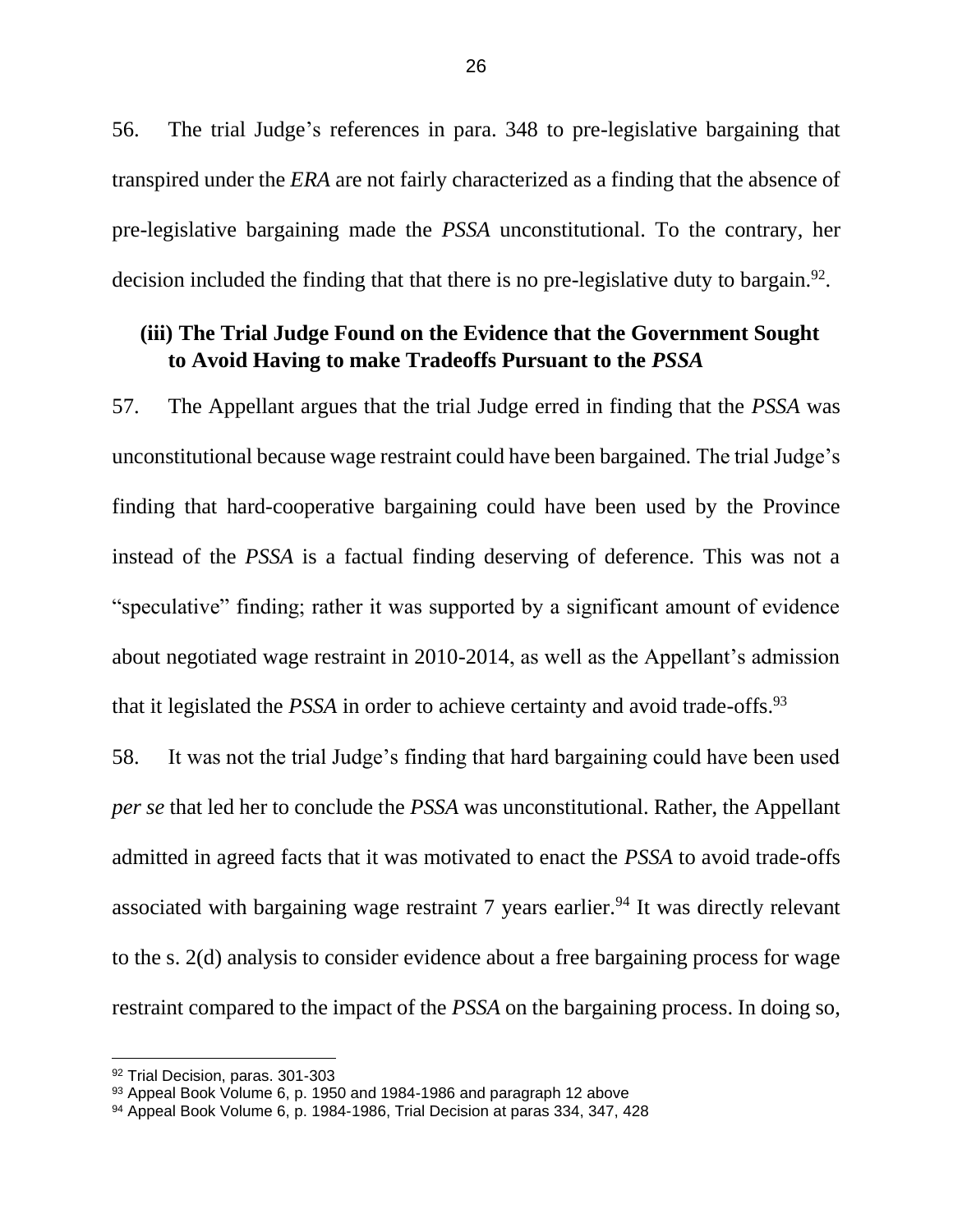56. The trial Judge's references in para. 348 to pre-legislative bargaining that transpired under the *ERA* are not fairly characterized as a finding that the absence of pre-legislative bargaining made the *PSSA* unconstitutional. To the contrary, her decision included the finding that that there is no pre-legislative duty to bargain.[92].

### (iii) The Trial Judge Found on the Evidence that the Government Sought to Avoid Having to make Tradeoffs Pursuant to the *PSSA*

57. The Appellant argues that the trial Judge erred in finding that the *PSSA* was unconstitutional because wage restraint could have been bargained. The trial Judge's finding that hard-cooperative bargaining could have been used by the Province instead of the *PSSA* is a factual finding deserving of deference. This was not a "speculative" finding; rather it was supported by a significant amount of evidence about negotiated wage restraint in 2010-2014, as well as the Appellant's admission that it legislated the *PSSA* in order to achieve certainty and avoid trade-offs.[93]

58. It was not the trial Judge's finding that hard bargaining could have been used *per se* that led her to conclude the *PSSA* was unconstitutional. Rather, the Appellant admitted in agreed facts that it was motivated to enact the *PSSA* to avoid trade-offs associated with bargaining wage restraint 7 years earlier.[94] It was directly relevant to the s. 2(d) analysis to consider evidence about a free bargaining process for wage restraint compared to the impact of the *PSSA* on the bargaining process. In doing so,

---

[92] Trial Decision, paras. 301-303

[93] Appeal Book Volume 6, p. 1950 and 1984-1986 and paragraph 12 above

[94] Appeal Book Volume 6, p. 1984-1986, Trial Decision at paras 334, 347, 428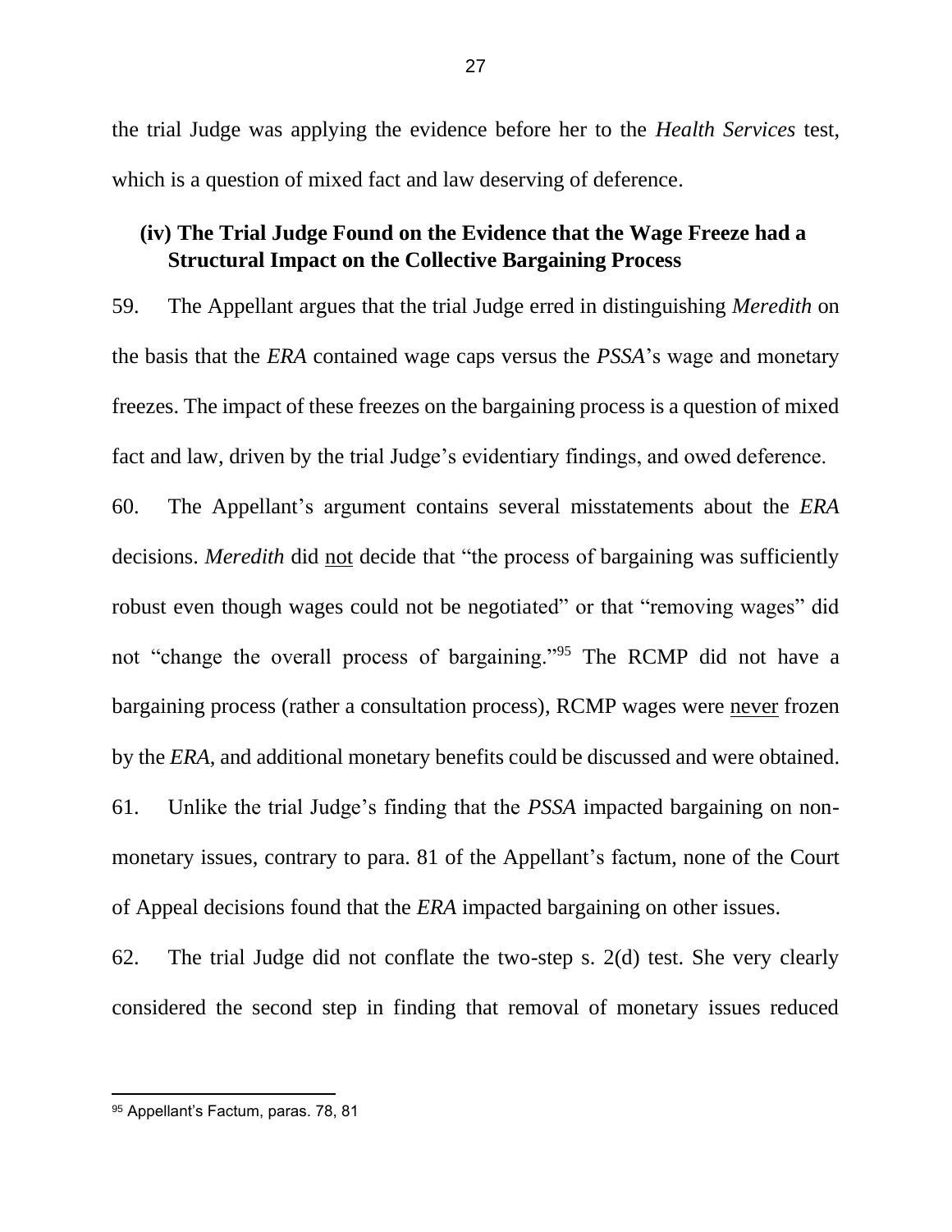the trial Judge was applying the evidence before her to the *Health Services* test, which is a question of mixed fact and law deserving of deference.

### (iv) The Trial Judge Found on the Evidence that the Wage Freeze had a Structural Impact on the Collective Bargaining Process

59. The Appellant argues that the trial Judge erred in distinguishing *Meredith* on the basis that the *ERA* contained wage caps versus the *PSSA*'s wage and monetary freezes. The impact of these freezes on the bargaining process is a question of mixed fact and law, driven by the trial Judge's evidentiary findings, and owed deference.

60. The Appellant's argument contains several misstatements about the *ERA* decisions. *Meredith* did <u>not</u> decide that "the process of bargaining was sufficiently robust even though wages could not be negotiated" or that "removing wages" did not "change the overall process of bargaining."[95] The RCMP did not have a bargaining process (rather a consultation process), RCMP wages were <u>never</u> frozen by the *ERA*, and additional monetary benefits could be discussed and were obtained.

61. Unlike the trial Judge's finding that the *PSSA* impacted bargaining on non-monetary issues, contrary to para. 81 of the Appellant's factum, none of the Court of Appeal decisions found that the *ERA* impacted bargaining on other issues.

62. The trial Judge did not conflate the two-step s. 2(d) test. She very clearly considered the second step in finding that removal of monetary issues reduced

[95] Appellant's Factum, paras. 78, 81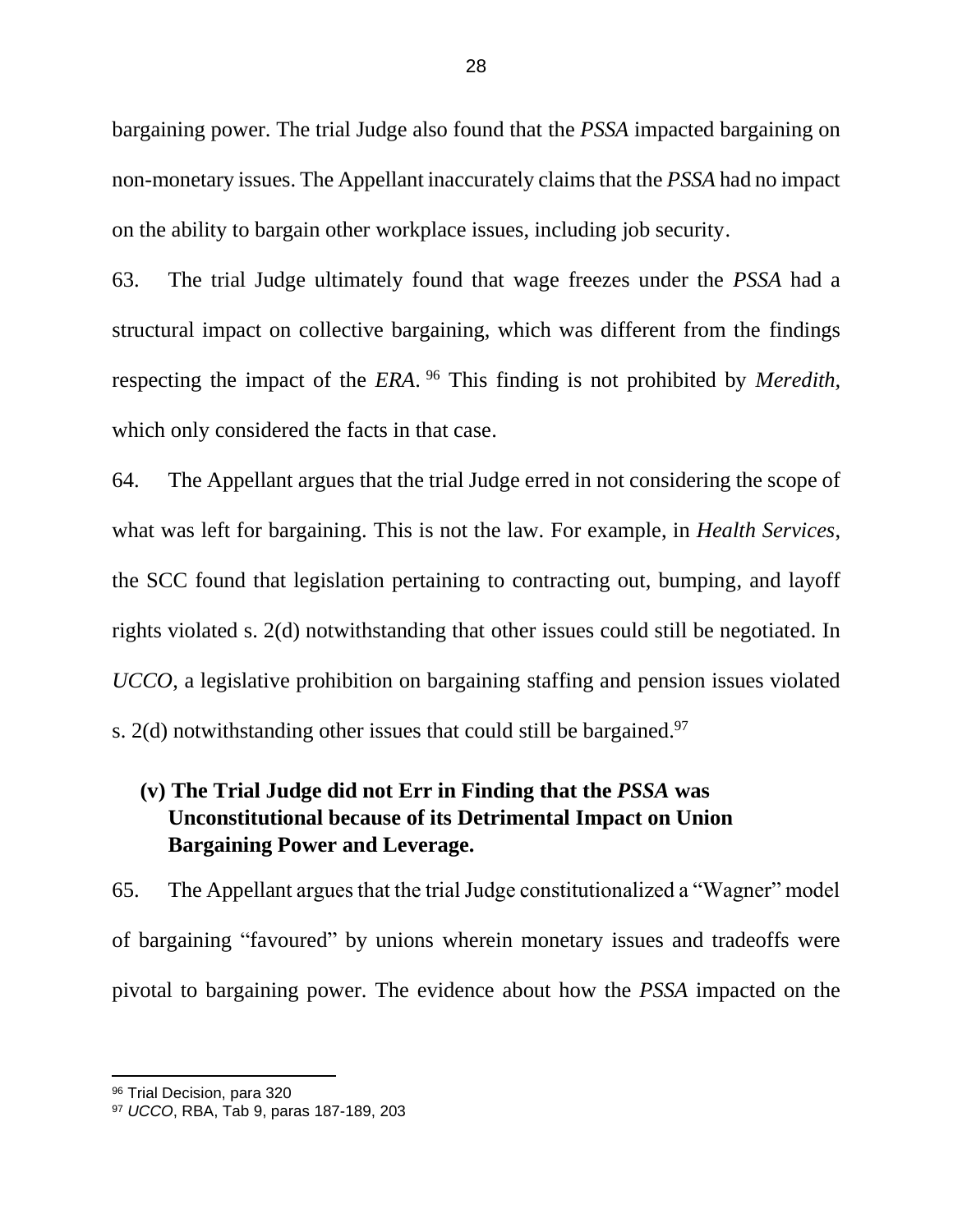bargaining power. The trial Judge also found that the *PSSA* impacted bargaining on non-monetary issues. The Appellant inaccurately claims that the *PSSA* had no impact on the ability to bargain other workplace issues, including job security.

63. The trial Judge ultimately found that wage freezes under the *PSSA* had a structural impact on collective bargaining, which was different from the findings respecting the impact of the *ERA*.[96] This finding is not prohibited by *Meredith,* which only considered the facts in that case.

64. The Appellant argues that the trial Judge erred in not considering the scope of what was left for bargaining. This is not the law. For example, in *Health Services*, the SCC found that legislation pertaining to contracting out, bumping, and layoff rights violated s. 2(d) notwithstanding that other issues could still be negotiated. In *UCCO*, a legislative prohibition on bargaining staffing and pension issues violated s. 2(d) notwithstanding other issues that could still be bargained.[97]

### (v) The Trial Judge did not Err in Finding that the *PSSA* was Unconstitutional because of its Detrimental Impact on Union Bargaining Power and Leverage.

65. The Appellant argues that the trial Judge constitutionalized a "Wagner" model of bargaining "favoured" by unions wherein monetary issues and tradeoffs were pivotal to bargaining power. The evidence about how the *PSSA* impacted on the

---

[96] Trial Decision, para 320

[97] *UCCO*, RBA, Tab 9, paras 187-189, 203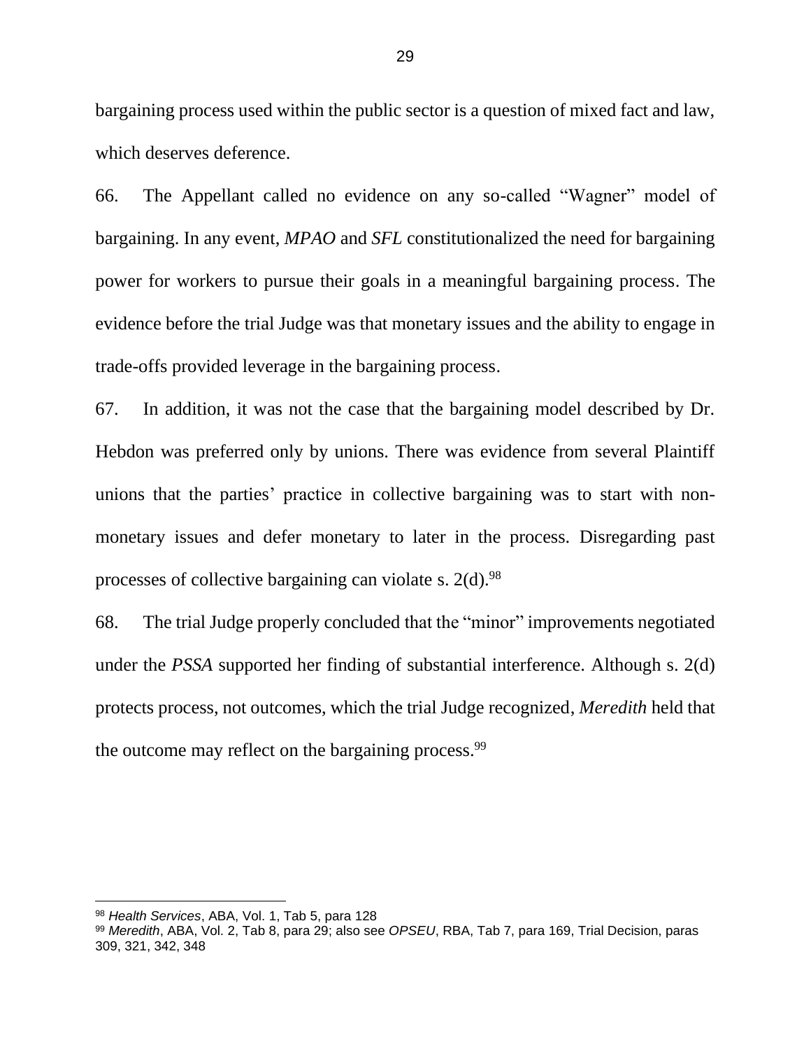bargaining process used within the public sector is a question of mixed fact and law, which deserves deference.

66. The Appellant called no evidence on any so-called "Wagner" model of bargaining. In any event, *MPAO* and *SFL* constitutionalized the need for bargaining power for workers to pursue their goals in a meaningful bargaining process. The evidence before the trial Judge was that monetary issues and the ability to engage in trade-offs provided leverage in the bargaining process.

67. In addition, it was not the case that the bargaining model described by Dr. Hebdon was preferred only by unions. There was evidence from several Plaintiff unions that the parties' practice in collective bargaining was to start with non-monetary issues and defer monetary to later in the process. Disregarding past processes of collective bargaining can violate s. 2(d).[98]

68. The trial Judge properly concluded that the "minor" improvements negotiated under the *PSSA* supported her finding of substantial interference. Although s. 2(d) protects process, not outcomes, which the trial Judge recognized, *Meredith* held that the outcome may reflect on the bargaining process.[99]

---

[98] *Health Services*, ABA, Vol. 1, Tab 5, para 128

[99] *Meredith*, ABA, Vol. 2, Tab 8, para 29; also see *OPSEU*, RBA, Tab 7, para 169, Trial Decision, paras 309, 321, 342, 348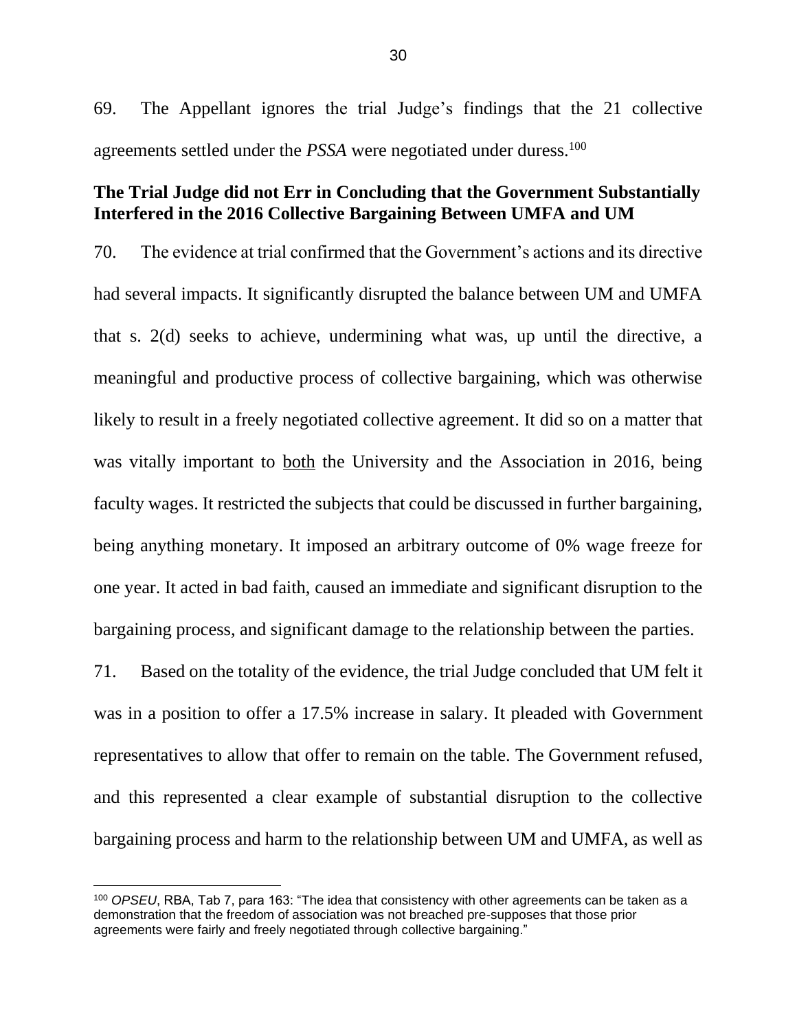69. The Appellant ignores the trial Judge's findings that the 21 collective agreements settled under the *PSSA* were negotiated under duress.[100]

## The Trial Judge did not Err in Concluding that the Government Substantially Interfered in the 2016 Collective Bargaining Between UMFA and UM

70. The evidence at trial confirmed that the Government's actions and its directive had several impacts. It significantly disrupted the balance between UM and UMFA that s. 2(d) seeks to achieve, undermining what was, up until the directive, a meaningful and productive process of collective bargaining, which was otherwise likely to result in a freely negotiated collective agreement. It did so on a matter that was vitally important to <u>both</u> the University and the Association in 2016, being faculty wages. It restricted the subjects that could be discussed in further bargaining, being anything monetary. It imposed an arbitrary outcome of 0% wage freeze for one year. It acted in bad faith, caused an immediate and significant disruption to the bargaining process, and significant damage to the relationship between the parties.

71. Based on the totality of the evidence, the trial Judge concluded that UM felt it was in a position to offer a 17.5% increase in salary. It pleaded with Government representatives to allow that offer to remain on the table. The Government refused, and this represented a clear example of substantial disruption to the collective bargaining process and harm to the relationship between UM and UMFA, as well as

---

[100] *OPSEU*, RBA, Tab 7, para 163: "The idea that consistency with other agreements can be taken as a demonstration that the freedom of association was not breached pre-supposes that those prior agreements were fairly and freely negotiated through collective bargaining."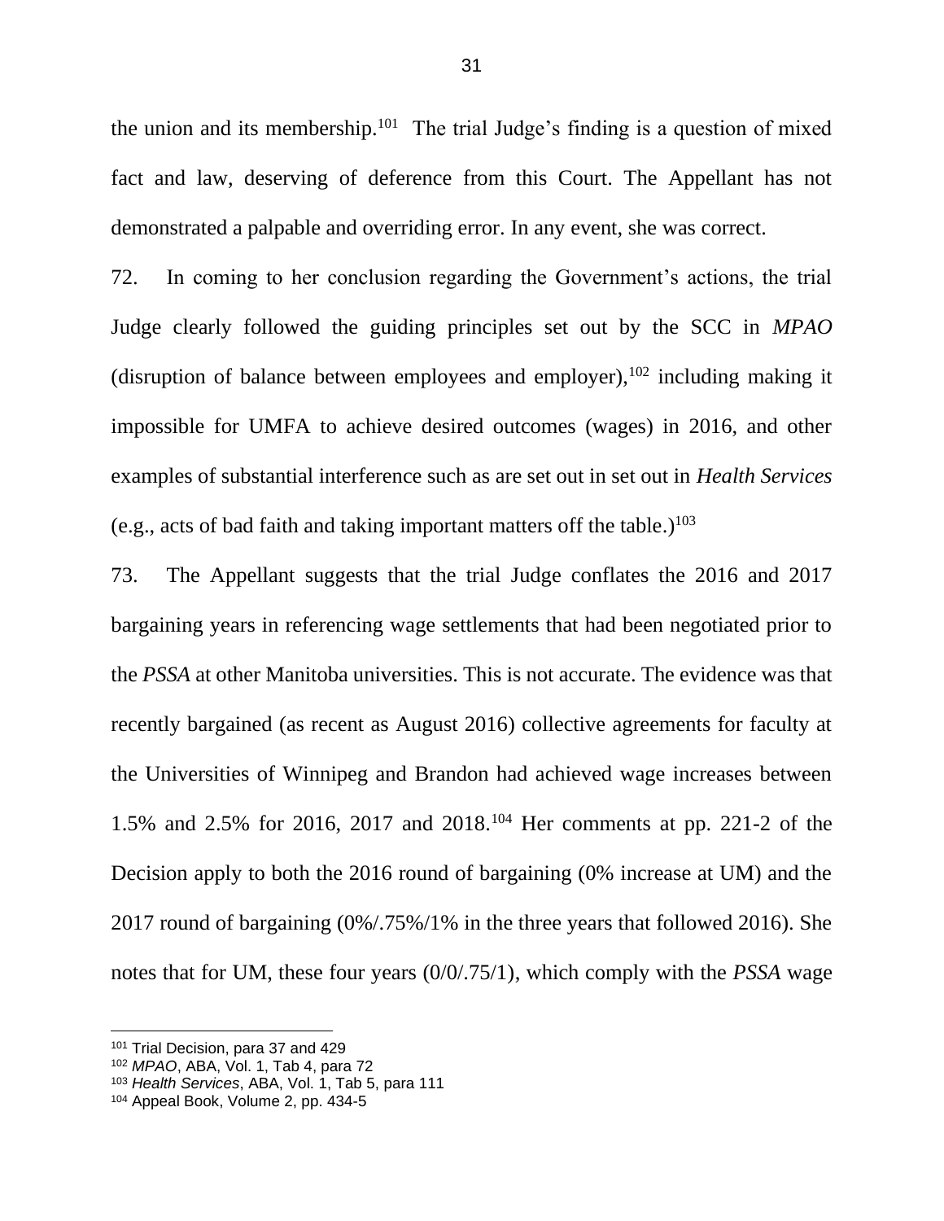the union and its membership.[101] The trial Judge's finding is a question of mixed fact and law, deserving of deference from this Court. The Appellant has not demonstrated a palpable and overriding error. In any event, she was correct.

72. In coming to her conclusion regarding the Government's actions, the trial Judge clearly followed the guiding principles set out by the SCC in *MPAO* (disruption of balance between employees and employer),[102] including making it impossible for UMFA to achieve desired outcomes (wages) in 2016, and other examples of substantial interference such as are set out in set out in *Health Services* (e.g., acts of bad faith and taking important matters off the table.)[103]

73. The Appellant suggests that the trial Judge conflates the 2016 and 2017 bargaining years in referencing wage settlements that had been negotiated prior to the *PSSA* at other Manitoba universities. This is not accurate. The evidence was that recently bargained (as recent as August 2016) collective agreements for faculty at the Universities of Winnipeg and Brandon had achieved wage increases between 1.5% and 2.5% for 2016, 2017 and 2018.[104] Her comments at pp. 221-2 of the Decision apply to both the 2016 round of bargaining (0% increase at UM) and the 2017 round of bargaining (0%/.75%/1% in the three years that followed 2016). She notes that for UM, these four years (0/0/.75/1), which comply with the *PSSA* wage

---

[101] Trial Decision, para 37 and 429

[102] *MPAO*, ABA, Vol. 1, Tab 4, para 72

[103] *Health Services*, ABA, Vol. 1, Tab 5, para 111

[104] Appeal Book, Volume 2, pp. 434-5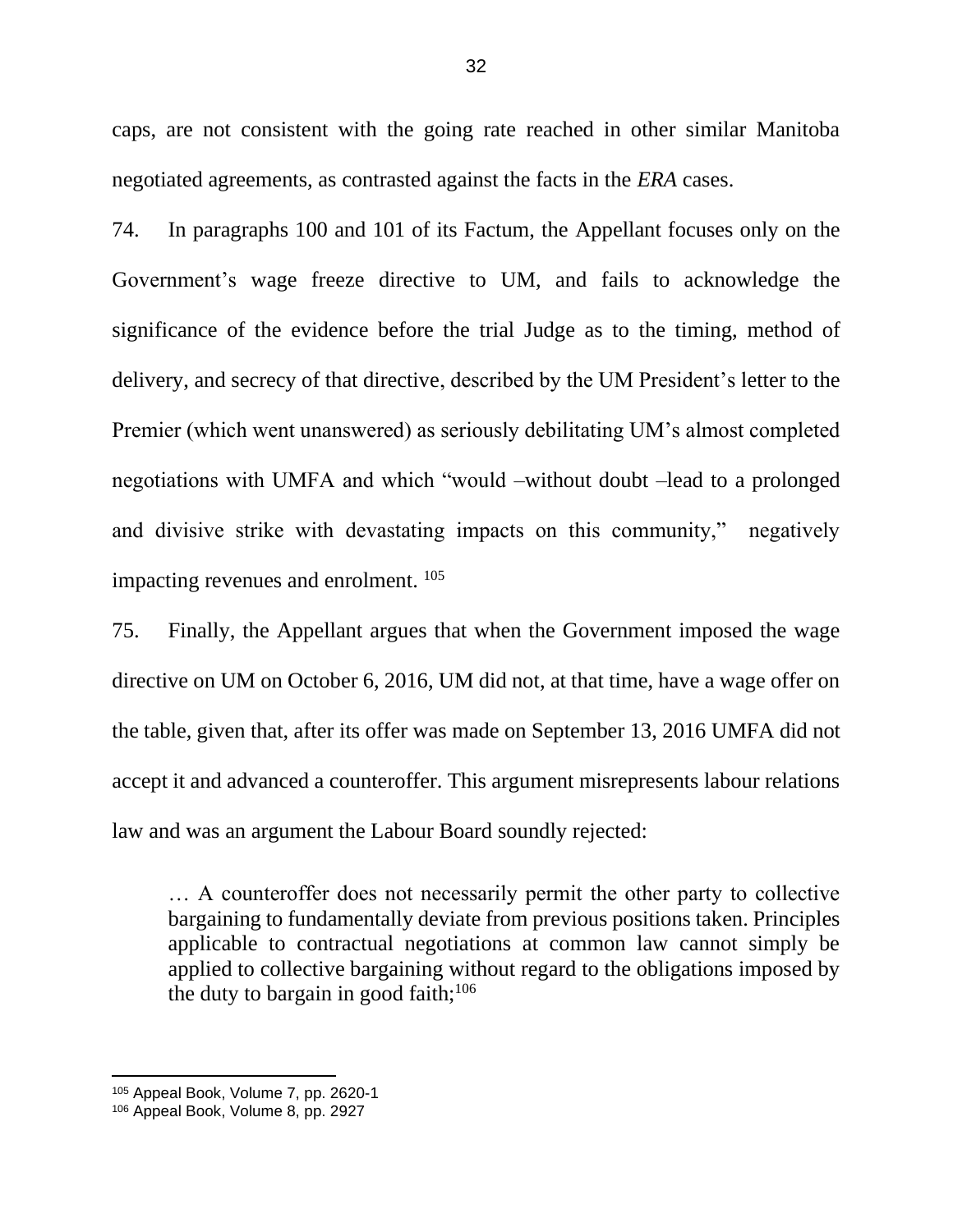caps, are not consistent with the going rate reached in other similar Manitoba negotiated agreements, as contrasted against the facts in the *ERA* cases.

74. In paragraphs 100 and 101 of its Factum, the Appellant focuses only on the Government's wage freeze directive to UM, and fails to acknowledge the significance of the evidence before the trial Judge as to the timing, method of delivery, and secrecy of that directive, described by the UM President's letter to the Premier (which went unanswered) as seriously debilitating UM's almost completed negotiations with UMFA and which "would –without doubt –lead to a prolonged and divisive strike with devastating impacts on this community," negatively impacting revenues and enrolment. [105]

75. Finally, the Appellant argues that when the Government imposed the wage directive on UM on October 6, 2016, UM did not, at that time, have a wage offer on the table, given that, after its offer was made on September 13, 2016 UMFA did not accept it and advanced a counteroffer. This argument misrepresents labour relations law and was an argument the Labour Board soundly rejected:

> … A counteroffer does not necessarily permit the other party to collective bargaining to fundamentally deviate from previous positions taken. Principles applicable to contractual negotiations at common law cannot simply be applied to collective bargaining without regard to the obligations imposed by the duty to bargain in good faith;[106]

---

[105] Appeal Book, Volume 7, pp. 2620-1

[106] Appeal Book, Volume 8, pp. 2927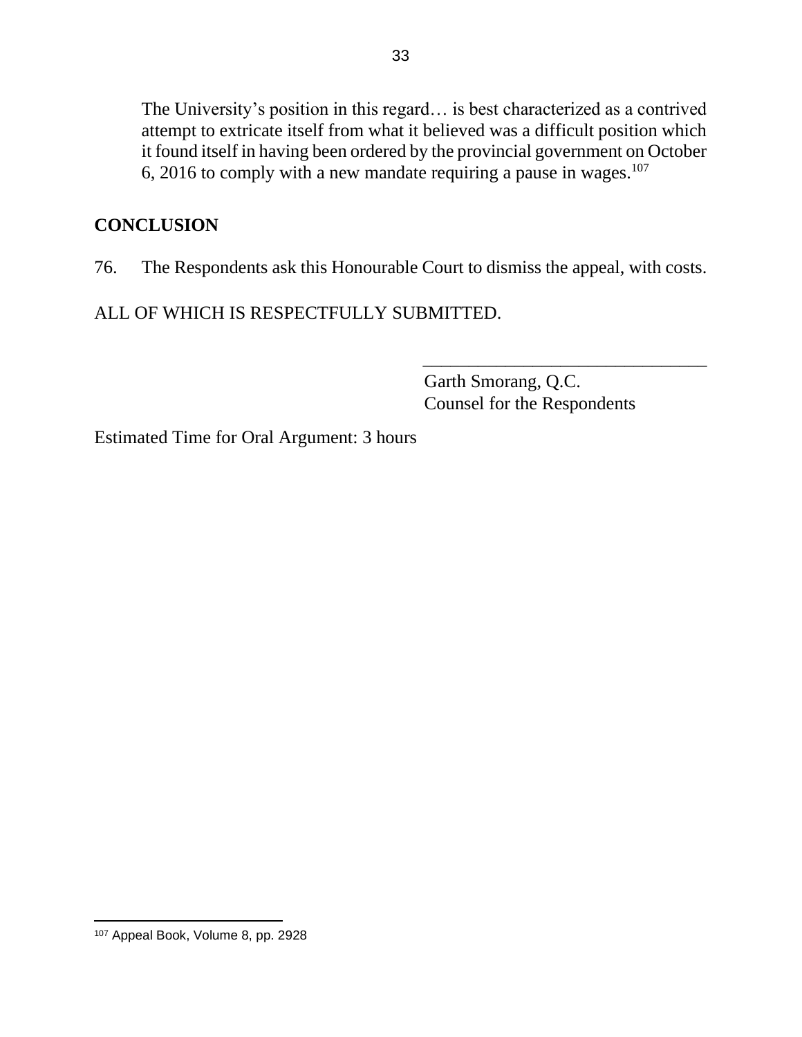> The University's position in this regard… is best characterized as a contrived attempt to extricate itself from what it believed was a difficult position which it found itself in having been ordered by the provincial government on October 6, 2016 to comply with a new mandate requiring a pause in wages.[107]

## CONCLUSION

76. The Respondents ask this Honourable Court to dismiss the appeal, with costs.

ALL OF WHICH IS RESPECTFULLY SUBMITTED.

_______________________________
Garth Smorang, Q.C.
Counsel for the Respondents

Estimated Time for Oral Argument: 3 hours

---

[107] Appeal Book, Volume 8, pp. 2928